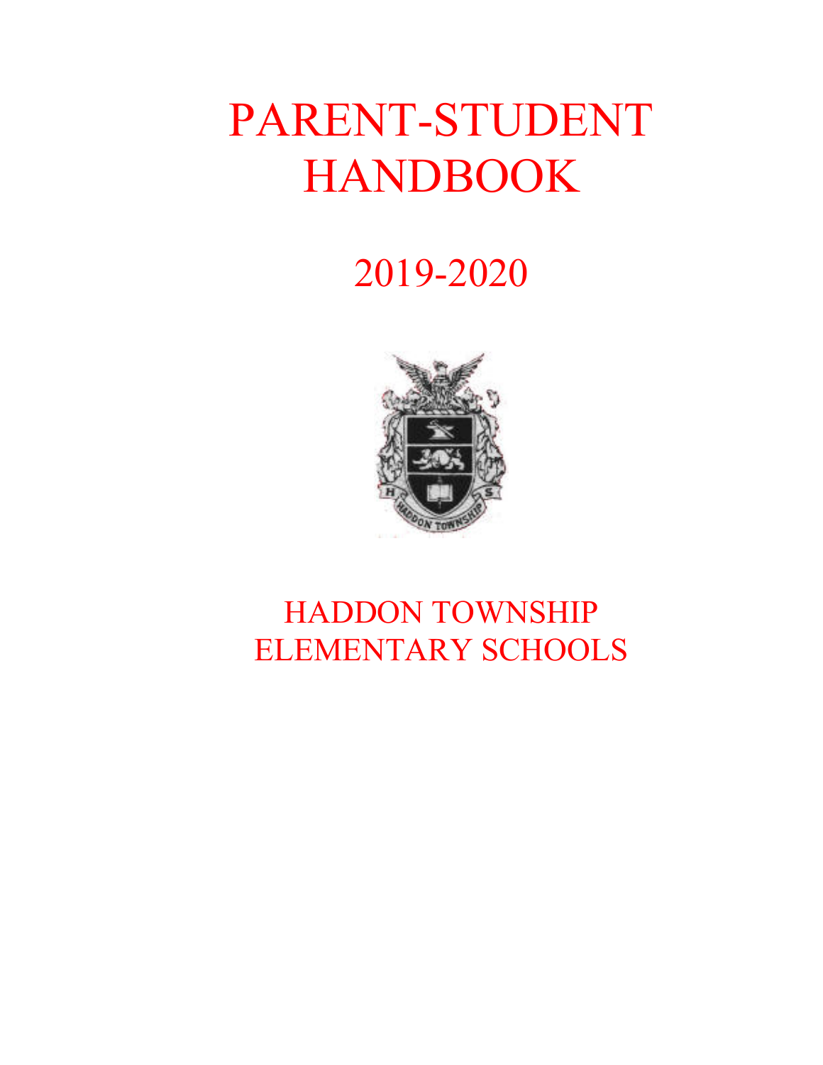# PARENT-STUDENT HANDBOOK

## 2019-2020

## HADDON TOWNSHIP ELEMENTARY SCHOOLS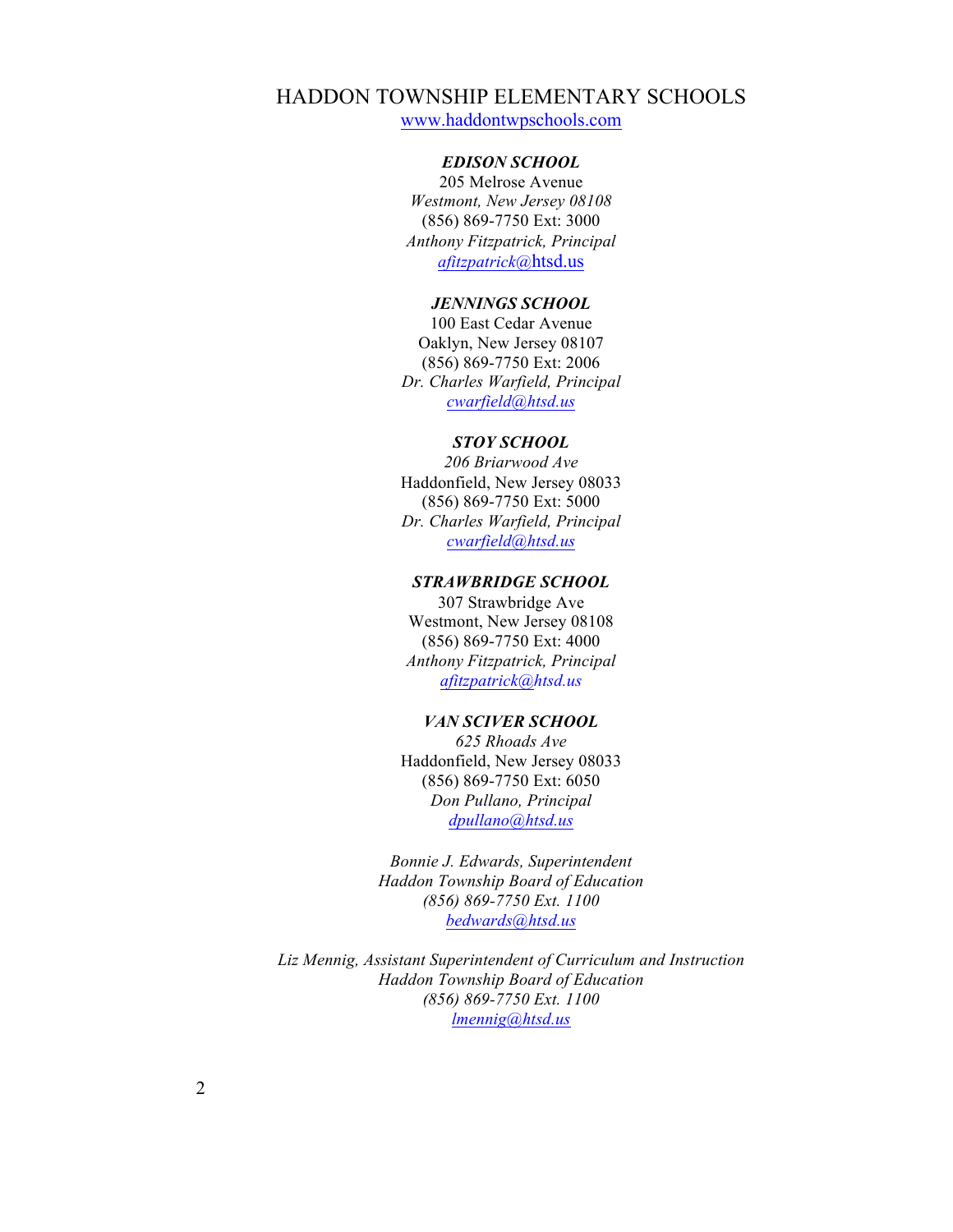# HADDON TOWNSHIP ELEMENTARY SCHOOLS

www.haddontwpschools.com

***EDISON SCHOOL***
205 Melrose Avenue
*Westmont, New Jersey 08108*
(856) 869-7750 Ext: 3000
*Anthony Fitzpatrick, Principal*
*afitzpatrick*@htsd.us

***JENNINGS SCHOOL***
100 East Cedar Avenue
Oaklyn, New Jersey 08107
(856) 869-7750 Ext: 2006
*Dr. Charles Warfield, Principal*
*cwarfield@htsd.us*

***STOY SCHOOL***
*206 Briarwood Ave*
Haddonfield, New Jersey 08033
(856) 869-7750 Ext: 5000
*Dr. Charles Warfield, Principal*
*cwarfield@htsd.us*

***STRAWBRIDGE SCHOOL***
307 Strawbridge Ave
Westmont, New Jersey 08108
(856) 869-7750 Ext: 4000
*Anthony Fitzpatrick, Principal*
*afitzpatrick@htsd.us*

***VAN SCIVER SCHOOL***
*625 Rhoads Ave*
Haddonfield, New Jersey 08033
(856) 869-7750 Ext: 6050
*Don Pullano, Principal*
*dpullano@htsd.us*

*Bonnie J. Edwards, Superintendent*
*Haddon Township Board of Education*
*(856) 869-7750 Ext. 1100*
*bedwards@htsd.us*

*Liz Mennig, Assistant Superintendent of Curriculum and Instruction*
*Haddon Township Board of Education*
*(856) 869-7750 Ext. 1100*
*lmennig@htsd.us*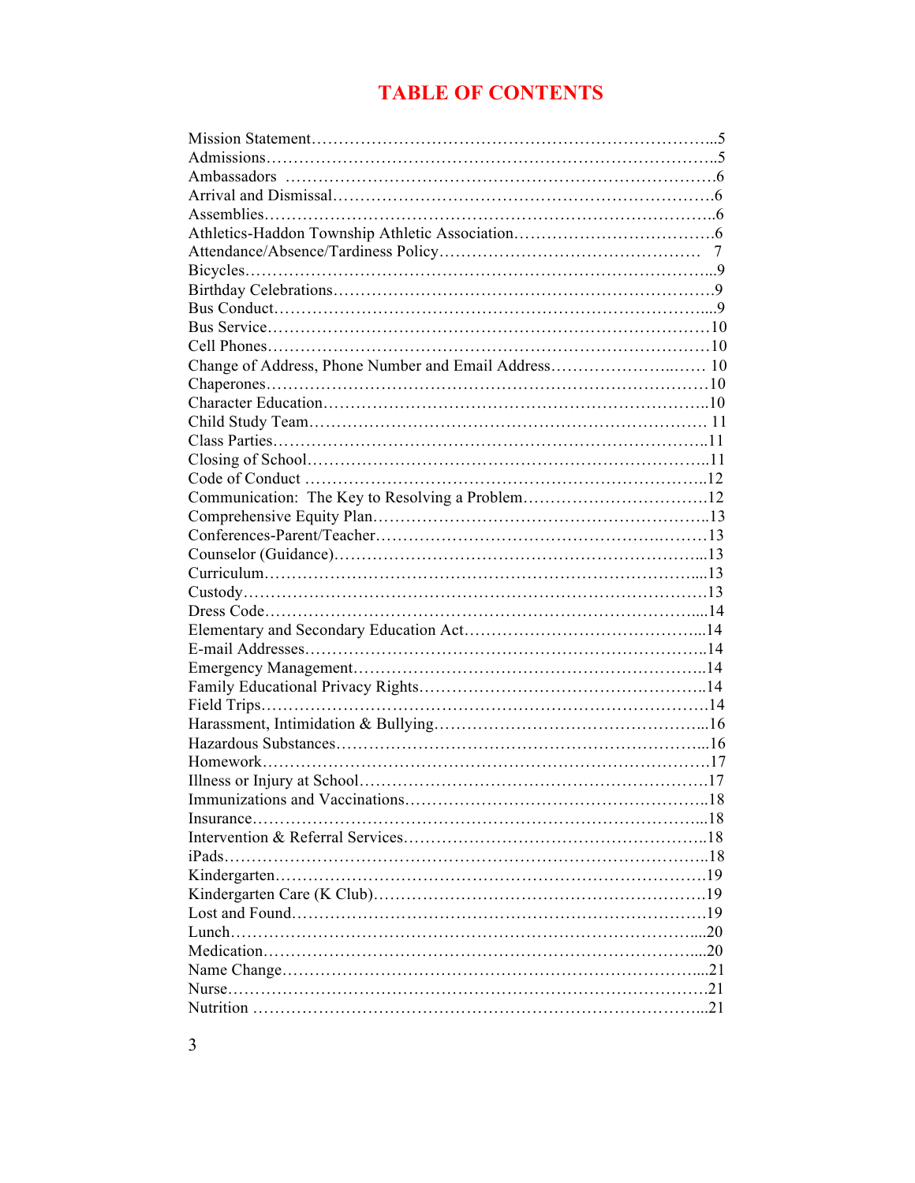# TABLE OF CONTENTS

Mission Statement…………………………………………………………………..5
Admissions……………………………………………………………………….5
Ambassadors ……………………………………………………………………6
Arrival and Dismissal……………………………………………………………6
Assemblies………………………………………………………………………6
Athletics-Haddon Township Athletic Association………………………………6
Attendance/Absence/Tardiness Policy………………………………………… 7
Bicycles…………………………………………………………………………9
Birthday Celebrations……………………………………………………………9
Bus Conduct……………………………………………………………………9
Bus Service……………………………………………………………………10
Cell Phones……………………………………………………………………10
Change of Address, Phone Number and Email Address……………………… 10
Chaperones……………………………………………………………………10
Character Education……………………………………………………………10
Child Study Team……………………………………………………………… 11
Class Parties……………………………………………………………………11
Closing of School………………………………………………………………11
Code of Conduct ………………………………………………………………12
Communication: The Key to Resolving a Problem……………………………12
Comprehensive Equity Plan……………………………………………………13
Conferences-Parent/Teacher……………………………………………………13
Counselor (Guidance)…………………………………………………………13
Curriculum……………………………………………………………………13
Custody………………………………………………………………………13
Dress Code……………………………………………………………………14
Elementary and Secondary Education Act……………………………………14
E-mail Addresses………………………………………………………………14
Emergency Management………………………………………………………14
Family Educational Privacy Rights……………………………………………14
Field Trips……………………………………………………………………14
Harassment, Intimidation & Bullying…………………………………………16
Hazardous Substances…………………………………………………………16
Homework……………………………………………………………………17
Illness or Injury at School……………………………………………………17
Immunizations and Vaccinations………………………………………………18
Insurance……………………………………………………………………18
Intervention & Referral Services………………………………………………18
iPads…………………………………………………………………………18
Kindergarten…………………………………………………………………19
Kindergarten Care (K Club)……………………………………………………19
Lost and Found…………………………………………………………………19
Lunch…………………………………………………………………………20
Medication……………………………………………………………………20
Name Change…………………………………………………………………21
Nurse…………………………………………………………………………21
Nutrition ………………………………………………………………………21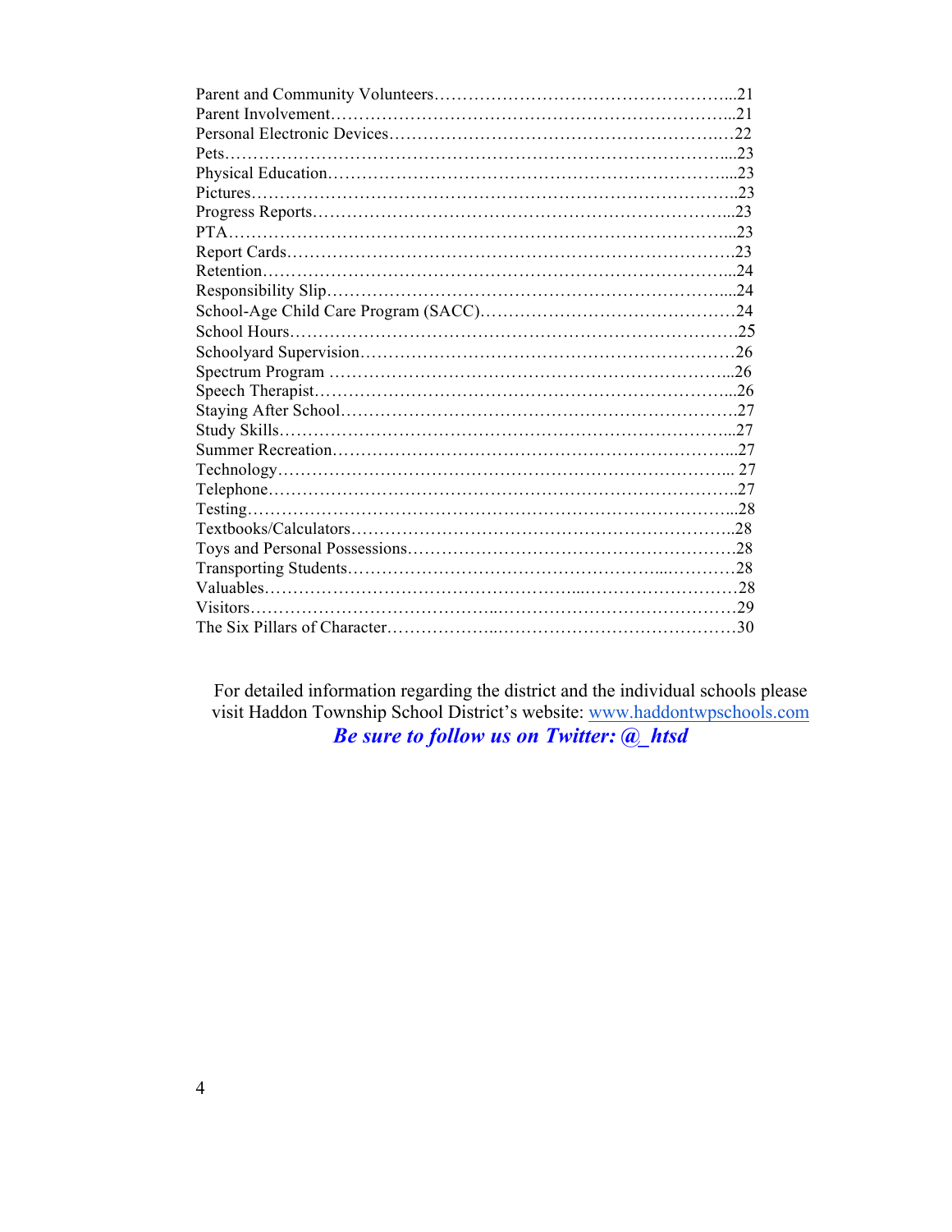Parent and Community Volunteers……………………………………………...21
Parent Involvement……………………………………………………………...21
Personal Electronic Devices…………………………………………………….22
Pets…………………………………………………………………………….....23
Physical Education……………………………………………………………....23
Pictures…………………………………………………………………………..23
Progress Reports…………………………………………………………………...23
PTA………………………………………………………………………………...23
Report Cards……………………………………………………………………….23
Retention…………………………………………………………………………..24
Responsibility Slip………………………………………………………………....24
School-Age Child Care Program (SACC)………………………………………24
School Hours……………………………………………………………………….25
Schoolyard Supervision…………………………………………………………26
Spectrum Program …………………………………………………………….....26
Speech Therapist…………………………………………………………………...26
Staying After School……………………………………………………………….27
Study Skills………………………………………………………………………...27
Summer Recreation……………………………………………………………....27
Technology………………………………………………………………………... 27
Telephone………………………………………………………………………….27
Testing……………………………………………………………………………...28
Textbooks/Calculators……………………………………………………………..28
Toys and Personal Possessions…………………………………………………….28
Transporting Students………………………………………………...…………28
Valuables……………………………………………...…………………………28
Visitors……………………………………..……………………………………29
The Six Pillars of Character……………….……………………………………30

For detailed information regarding the district and the individual schools please visit Haddon Township School District's website: [www.haddontwpschools.com](http://www.haddontwpschools.com)

***Be sure to follow us on Twitter: @_htsd***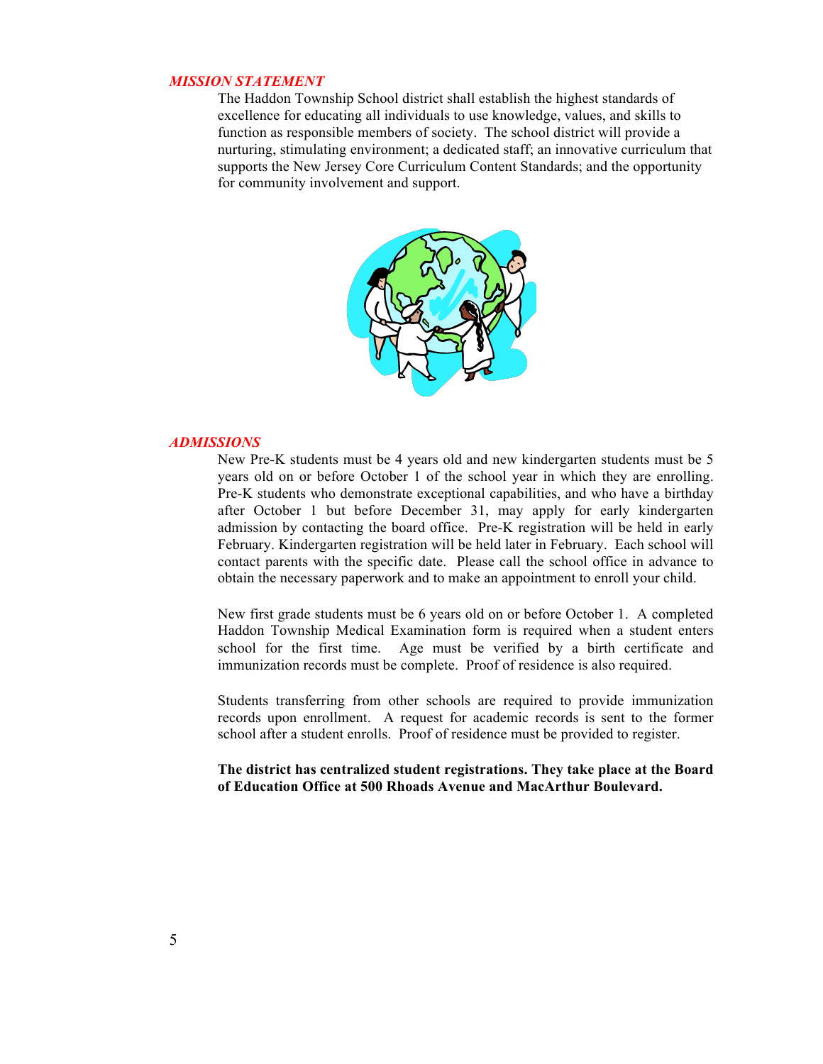### *MISSION STATEMENT*

The Haddon Township School district shall establish the highest standards of excellence for educating all individuals to use knowledge, values, and skills to function as responsible members of society. The school district will provide a nurturing, stimulating environment; a dedicated staff; an innovative curriculum that supports the New Jersey Core Curriculum Content Standards; and the opportunity for community involvement and support.

### *ADMISSIONS*

New Pre-K students must be 4 years old and new kindergarten students must be 5 years old on or before October 1 of the school year in which they are enrolling. Pre-K students who demonstrate exceptional capabilities, and who have a birthday after October 1 but before December 31, may apply for early kindergarten admission by contacting the board office. Pre-K registration will be held in early February. Kindergarten registration will be held later in February. Each school will contact parents with the specific date. Please call the school office in advance to obtain the necessary paperwork and to make an appointment to enroll your child.

New first grade students must be 6 years old on or before October 1. A completed Haddon Township Medical Examination form is required when a student enters school for the first time. Age must be verified by a birth certificate and immunization records must be complete. Proof of residence is also required.

Students transferring from other schools are required to provide immunization records upon enrollment. A request for academic records is sent to the former school after a student enrolls. Proof of residence must be provided to register.

**The district has centralized student registrations. They take place at the Board of Education Office at 500 Rhoads Avenue and MacArthur Boulevard.**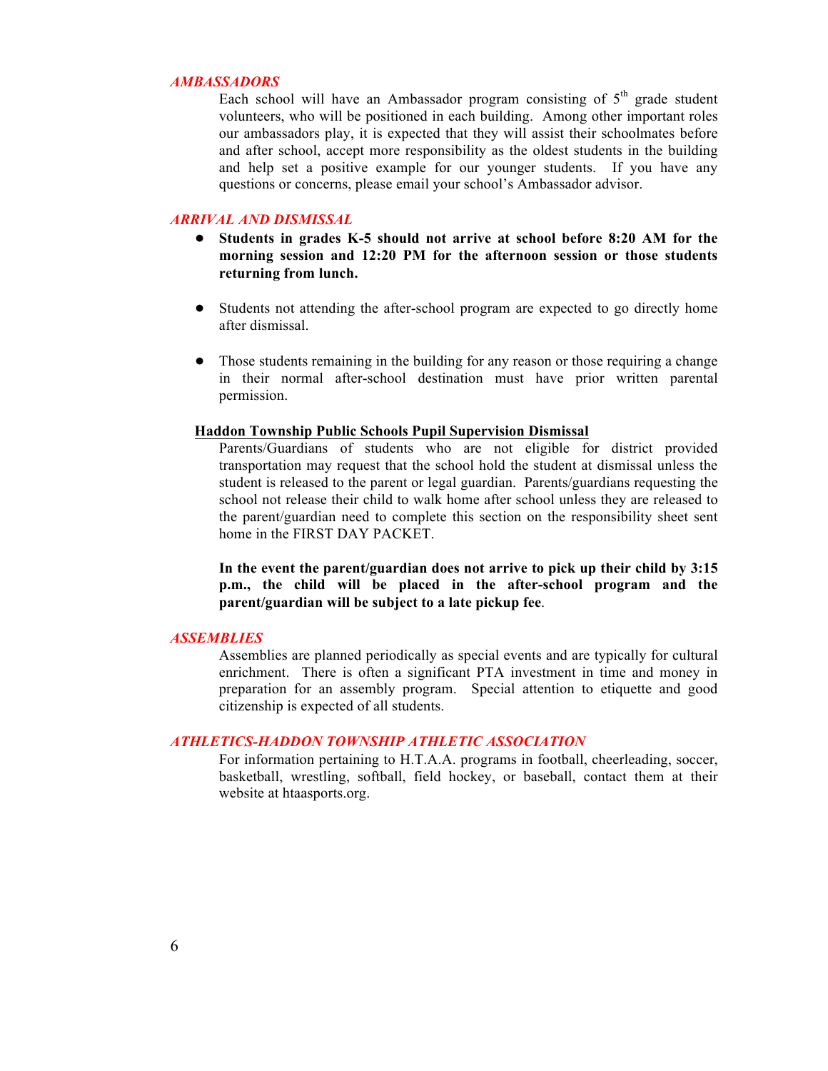## *AMBASSADORS*

Each school will have an Ambassador program consisting of $5^{th}$ grade student volunteers, who will be positioned in each building. Among other important roles our ambassadors play, it is expected that they will assist their schoolmates before and after school, accept more responsibility as the oldest students in the building and help set a positive example for our younger students. If you have any questions or concerns, please email your school's Ambassador advisor.

## *ARRIVAL AND DISMISSAL*

- **Students in grades K-5 should not arrive at school before 8:20 AM for the morning session and 12:20 PM for the afternoon session or those students returning from lunch.**

- Students not attending the after-school program are expected to go directly home after dismissal.

- Those students remaining in the building for any reason or those requiring a change in their normal after-school destination must have prior written parental permission.

### Haddon Township Public Schools Pupil Supervision Dismissal

Parents/Guardians of students who are not eligible for district provided transportation may request that the school hold the student at dismissal unless the student is released to the parent or legal guardian. Parents/guardians requesting the school not release their child to walk home after school unless they are released to the parent/guardian need to complete this section on the responsibility sheet sent home in the FIRST DAY PACKET.

**In the event the parent/guardian does not arrive to pick up their child by 3:15 p.m., the child will be placed in the after-school program and the parent/guardian will be subject to a late pickup fee**.

## *ASSEMBLIES*

Assemblies are planned periodically as special events and are typically for cultural enrichment. There is often a significant PTA investment in time and money in preparation for an assembly program. Special attention to etiquette and good citizenship is expected of all students.

## *ATHLETICS-HADDON TOWNSHIP ATHLETIC ASSOCIATION*

For information pertaining to H.T.A.A. programs in football, cheerleading, soccer, basketball, wrestling, softball, field hockey, or baseball, contact them at their website at htaasports.org.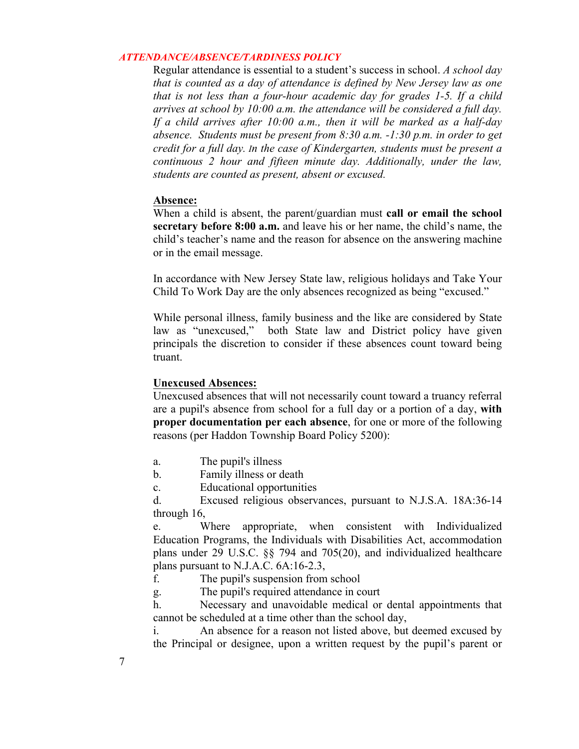## *ATTENDANCE/ABSENCE/TARDINESS POLICY*

Regular attendance is essential to a student's success in school. *A school day that is counted as a day of attendance is defined by New Jersey law as one that is not less than a four-hour academic day for grades 1-5. If a child arrives at school by 10:00 a.m. the attendance will be considered a full day. If a child arrives after 10:00 a.m., then it will be marked as a half-day absence. Students must be present from 8:30 a.m. -1:30 p.m. in order to get credit for a full day. In the case of Kindergarten, students must be present a continuous 2 hour and fifteen minute day. Additionally, under the law, students are counted as present, absent or excused.*

**Absence:**

When a child is absent, the parent/guardian must **call or email the school secretary before 8:00 a.m.** and leave his or her name, the child's name, the child's teacher's name and the reason for absence on the answering machine or in the email message.

In accordance with New Jersey State law, religious holidays and Take Your Child To Work Day are the only absences recognized as being "excused."

While personal illness, family business and the like are considered by State law as "unexcused," both State law and District policy have given principals the discretion to consider if these absences count toward being truant.

**Unexcused Absences:**

Unexcused absences that will not necessarily count toward a truancy referral are a pupil's absence from school for a full day or a portion of a day, **with proper documentation per each absence**, for one or more of the following reasons (per Haddon Township Board Policy 5200):

a. The pupil's illness

b. Family illness or death

c. Educational opportunities

d. Excused religious observances, pursuant to N.J.S.A. 18A:36-14 through 16,

e. Where appropriate, when consistent with Individualized Education Programs, the Individuals with Disabilities Act, accommodation plans under 29 U.S.C. §§ 794 and 705(20), and individualized healthcare plans pursuant to N.J.A.C. 6A:16-2.3,

f. The pupil's suspension from school

g. The pupil's required attendance in court

h. Necessary and unavoidable medical or dental appointments that cannot be scheduled at a time other than the school day,

i. An absence for a reason not listed above, but deemed excused by the Principal or designee, upon a written request by the pupil's parent or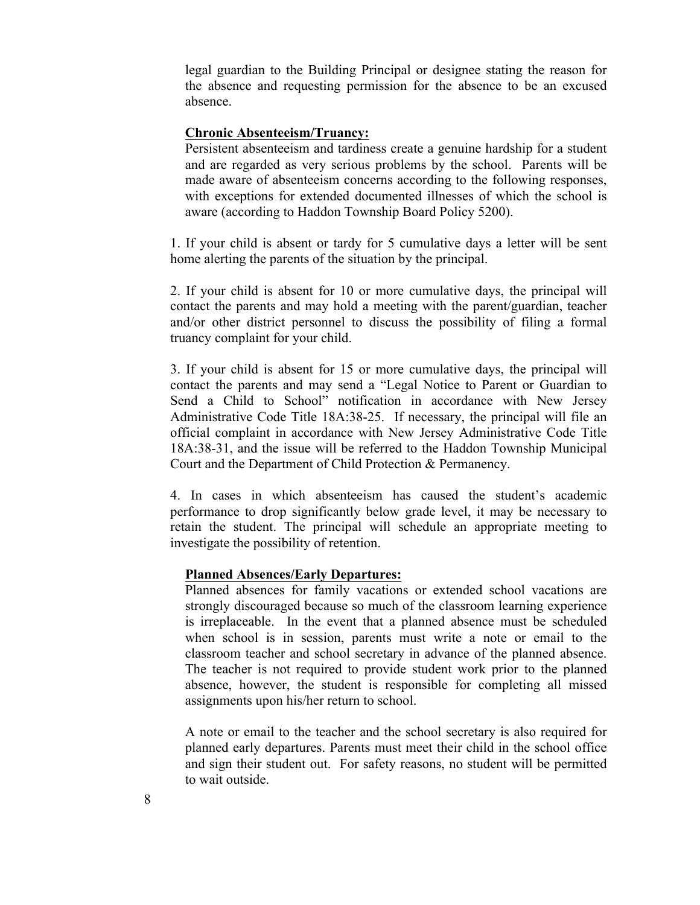legal guardian to the Building Principal or designee stating the reason for the absence and requesting permission for the absence to be an excused absence.

**Chronic Absenteeism/Truancy:**

Persistent absenteeism and tardiness create a genuine hardship for a student and are regarded as very serious problems by the school. Parents will be made aware of absenteeism concerns according to the following responses, with exceptions for extended documented illnesses of which the school is aware (according to Haddon Township Board Policy 5200).

1. If your child is absent or tardy for 5 cumulative days a letter will be sent home alerting the parents of the situation by the principal.

2. If your child is absent for 10 or more cumulative days, the principal will contact the parents and may hold a meeting with the parent/guardian, teacher and/or other district personnel to discuss the possibility of filing a formal truancy complaint for your child.

3. If your child is absent for 15 or more cumulative days, the principal will contact the parents and may send a "Legal Notice to Parent or Guardian to Send a Child to School" notification in accordance with New Jersey Administrative Code Title 18A:38-25. If necessary, the principal will file an official complaint in accordance with New Jersey Administrative Code Title 18A:38-31, and the issue will be referred to the Haddon Township Municipal Court and the Department of Child Protection & Permanency.

4. In cases in which absenteeism has caused the student's academic performance to drop significantly below grade level, it may be necessary to retain the student. The principal will schedule an appropriate meeting to investigate the possibility of retention.

**Planned Absences/Early Departures:**

Planned absences for family vacations or extended school vacations are strongly discouraged because so much of the classroom learning experience is irreplaceable. In the event that a planned absence must be scheduled when school is in session, parents must write a note or email to the classroom teacher and school secretary in advance of the planned absence. The teacher is not required to provide student work prior to the planned absence, however, the student is responsible for completing all missed assignments upon his/her return to school.

A note or email to the teacher and the school secretary is also required for planned early departures. Parents must meet their child in the school office and sign their student out. For safety reasons, no student will be permitted to wait outside.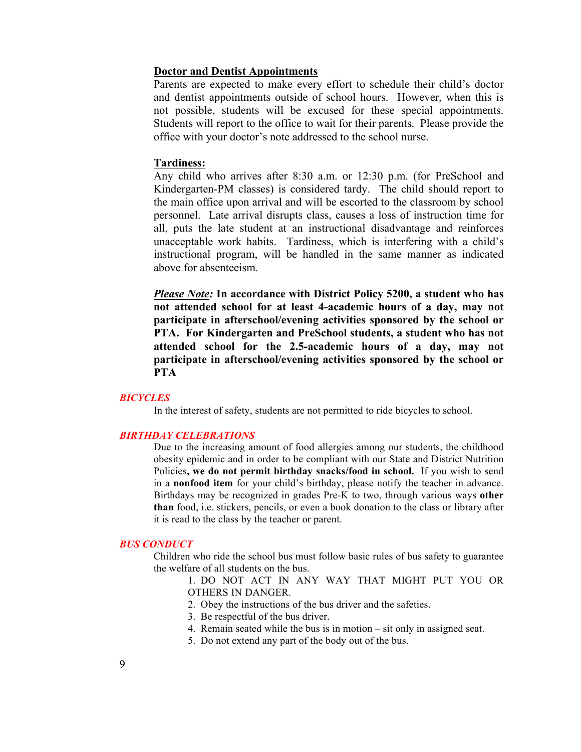### Doctor and Dentist Appointments

Parents are expected to make every effort to schedule their child's doctor and dentist appointments outside of school hours. However, when this is not possible, students will be excused for these special appointments. Students will report to the office to wait for their parents. Please provide the office with your doctor's note addressed to the school nurse.

### Tardiness:

Any child who arrives after 8:30 a.m. or 12:30 p.m. (for PreSchool and Kindergarten-PM classes) is considered tardy. The child should report to the main office upon arrival and will be escorted to the classroom by school personnel. Late arrival disrupts class, causes a loss of instruction time for all, puts the late student at an instructional disadvantage and reinforces unacceptable work habits. Tardiness, which is interfering with a child's instructional program, will be handled in the same manner as indicated above for absenteeism.

***Please Note:*** **In accordance with District Policy 5200, a student who has not attended school for at least 4-academic hours of a day, may not participate in afterschool/evening activities sponsored by the school or PTA. For Kindergarten and PreSchool students, a student who has not attended school for the 2.5-academic hours of a day, may not participate in afterschool/evening activities sponsored by the school or PTA**

## *BICYCLES*

In the interest of safety, students are not permitted to ride bicycles to school.

## *BIRTHDAY CELEBRATIONS*

Due to the increasing amount of food allergies among our students, the childhood obesity epidemic and in order to be compliant with our State and District Nutrition Policies**, we do not permit birthday snacks/food in school.** If you wish to send in a **nonfood item** for your child's birthday, please notify the teacher in advance. Birthdays may be recognized in grades Pre-K to two, through various ways **other than** food, i.e. stickers, pencils, or even a book donation to the class or library after it is read to the class by the teacher or parent.

## *BUS CONDUCT*

Children who ride the school bus must follow basic rules of bus safety to guarantee the welfare of all students on the bus.

1. DO NOT ACT IN ANY WAY THAT MIGHT PUT YOU OR OTHERS IN DANGER.
2. Obey the instructions of the bus driver and the safeties.
3. Be respectful of the bus driver.
4. Remain seated while the bus is in motion – sit only in assigned seat.
5. Do not extend any part of the body out of the bus.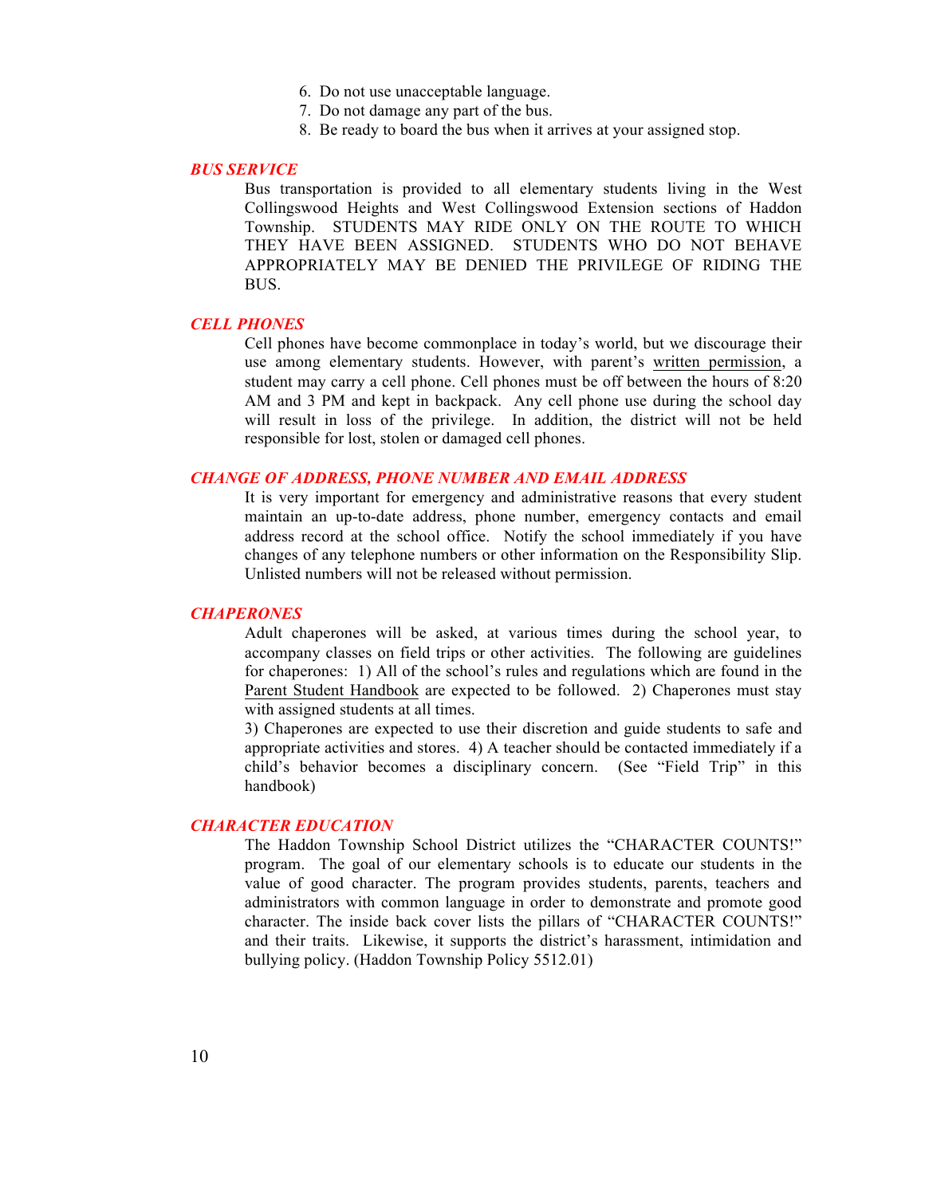6. Do not use unacceptable language.
7. Do not damage any part of the bus.
8. Be ready to board the bus when it arrives at your assigned stop.

### *BUS SERVICE*

Bus transportation is provided to all elementary students living in the West Collingswood Heights and West Collingswood Extension sections of Haddon Township. STUDENTS MAY RIDE ONLY ON THE ROUTE TO WHICH THEY HAVE BEEN ASSIGNED. STUDENTS WHO DO NOT BEHAVE APPROPRIATELY MAY BE DENIED THE PRIVILEGE OF RIDING THE BUS.

### *CELL PHONES*

Cell phones have become commonplace in today's world, but we discourage their use among elementary students. However, with parent's written permission, a student may carry a cell phone. Cell phones must be off between the hours of 8:20 AM and 3 PM and kept in backpack. Any cell phone use during the school day will result in loss of the privilege. In addition, the district will not be held responsible for lost, stolen or damaged cell phones.

### *CHANGE OF ADDRESS, PHONE NUMBER AND EMAIL ADDRESS*

It is very important for emergency and administrative reasons that every student maintain an up-to-date address, phone number, emergency contacts and email address record at the school office. Notify the school immediately if you have changes of any telephone numbers or other information on the Responsibility Slip. Unlisted numbers will not be released without permission.

### *CHAPERONES*

Adult chaperones will be asked, at various times during the school year, to accompany classes on field trips or other activities. The following are guidelines for chaperones: 1) All of the school's rules and regulations which are found in the Parent Student Handbook are expected to be followed. 2) Chaperones must stay with assigned students at all times.

3) Chaperones are expected to use their discretion and guide students to safe and appropriate activities and stores. 4) A teacher should be contacted immediately if a child's behavior becomes a disciplinary concern. (See "Field Trip" in this handbook)

### *CHARACTER EDUCATION*

The Haddon Township School District utilizes the "CHARACTER COUNTS!" program. The goal of our elementary schools is to educate our students in the value of good character. The program provides students, parents, teachers and administrators with common language in order to demonstrate and promote good character. The inside back cover lists the pillars of "CHARACTER COUNTS!" and their traits. Likewise, it supports the district's harassment, intimidation and bullying policy. (Haddon Township Policy 5512.01)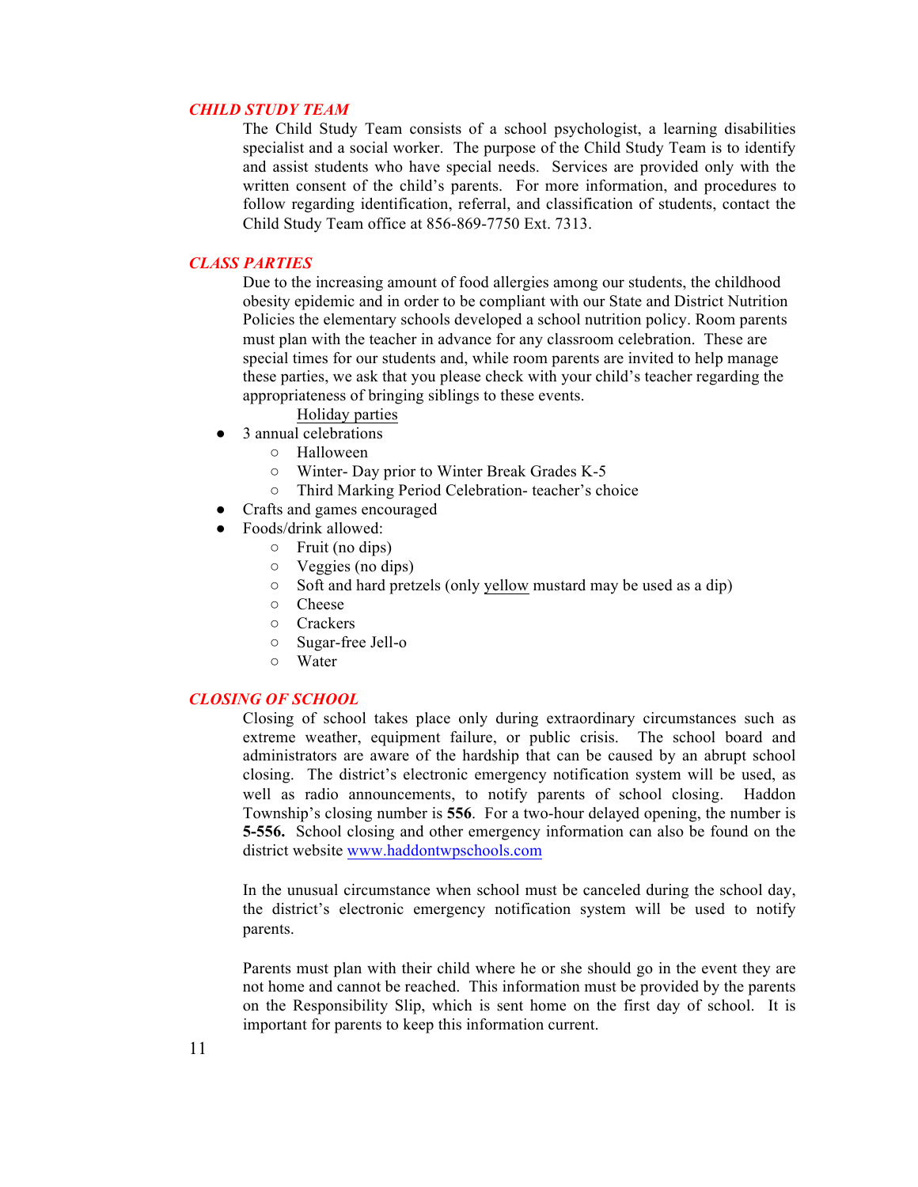### *CHILD STUDY TEAM*

The Child Study Team consists of a school psychologist, a learning disabilities specialist and a social worker. The purpose of the Child Study Team is to identify and assist students who have special needs. Services are provided only with the written consent of the child's parents. For more information, and procedures to follow regarding identification, referral, and classification of students, contact the Child Study Team office at 856-869-7750 Ext. 7313.

### *CLASS PARTIES*

Due to the increasing amount of food allergies among our students, the childhood obesity epidemic and in order to be compliant with our State and District Nutrition Policies the elementary schools developed a school nutrition policy. Room parents must plan with the teacher in advance for any classroom celebration. These are special times for our students and, while room parents are invited to help manage these parties, we ask that you please check with your child's teacher regarding the appropriateness of bringing siblings to these events.

<u>Holiday parties</u>

- 3 annual celebrations
  - Halloween
  - Winter- Day prior to Winter Break Grades K-5
  - Third Marking Period Celebration- teacher's choice
- Crafts and games encouraged
- Foods/drink allowed:
  - Fruit (no dips)
  - Veggies (no dips)
  - Soft and hard pretzels (only <u>yellow</u> mustard may be used as a dip)
  - Cheese
  - Crackers
  - Sugar-free Jell-o
  - Water

### *CLOSING OF SCHOOL*

Closing of school takes place only during extraordinary circumstances such as extreme weather, equipment failure, or public crisis. The school board and administrators are aware of the hardship that can be caused by an abrupt school closing. The district's electronic emergency notification system will be used, as well as radio announcements, to notify parents of school closing. Haddon Township's closing number is **556**. For a two-hour delayed opening, the number is **5-556.** School closing and other emergency information can also be found on the district website www.haddontwpschools.com

In the unusual circumstance when school must be canceled during the school day, the district's electronic emergency notification system will be used to notify parents.

Parents must plan with their child where he or she should go in the event they are not home and cannot be reached. This information must be provided by the parents on the Responsibility Slip, which is sent home on the first day of school. It is important for parents to keep this information current.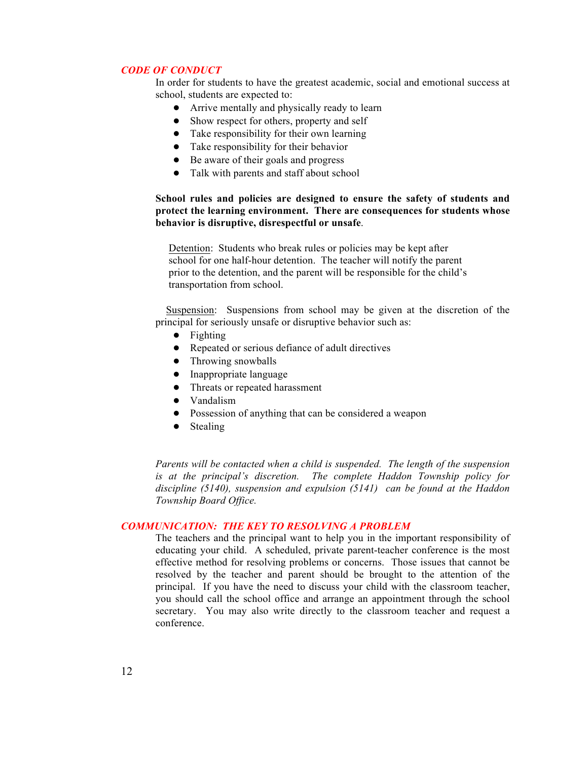## *CODE OF CONDUCT*

In order for students to have the greatest academic, social and emotional success at school, students are expected to:

- Arrive mentally and physically ready to learn
- Show respect for others, property and self
- Take responsibility for their own learning
- Take responsibility for their behavior
- Be aware of their goals and progress
- Talk with parents and staff about school

**School rules and policies are designed to ensure the safety of students and protect the learning environment. There are consequences for students whose behavior is disruptive, disrespectful or unsafe**.

<u>Detention</u>: Students who break rules or policies may be kept after school for one half-hour detention. The teacher will notify the parent prior to the detention, and the parent will be responsible for the child's transportation from school.

<u>Suspension</u>: Suspensions from school may be given at the discretion of the principal for seriously unsafe or disruptive behavior such as:

- Fighting
- Repeated or serious defiance of adult directives
- Throwing snowballs
- Inappropriate language
- Threats or repeated harassment
- Vandalism
- Possession of anything that can be considered a weapon
- Stealing

*Parents will be contacted when a child is suspended. The length of the suspension is at the principal's discretion. The complete Haddon Township policy for discipline (5140), suspension and expulsion (5141) can be found at the Haddon Township Board Office.*

## *COMMUNICATION: THE KEY TO RESOLVING A PROBLEM*

The teachers and the principal want to help you in the important responsibility of educating your child. A scheduled, private parent-teacher conference is the most effective method for resolving problems or concerns. Those issues that cannot be resolved by the teacher and parent should be brought to the attention of the principal. If you have the need to discuss your child with the classroom teacher, you should call the school office and arrange an appointment through the school secretary. You may also write directly to the classroom teacher and request a conference.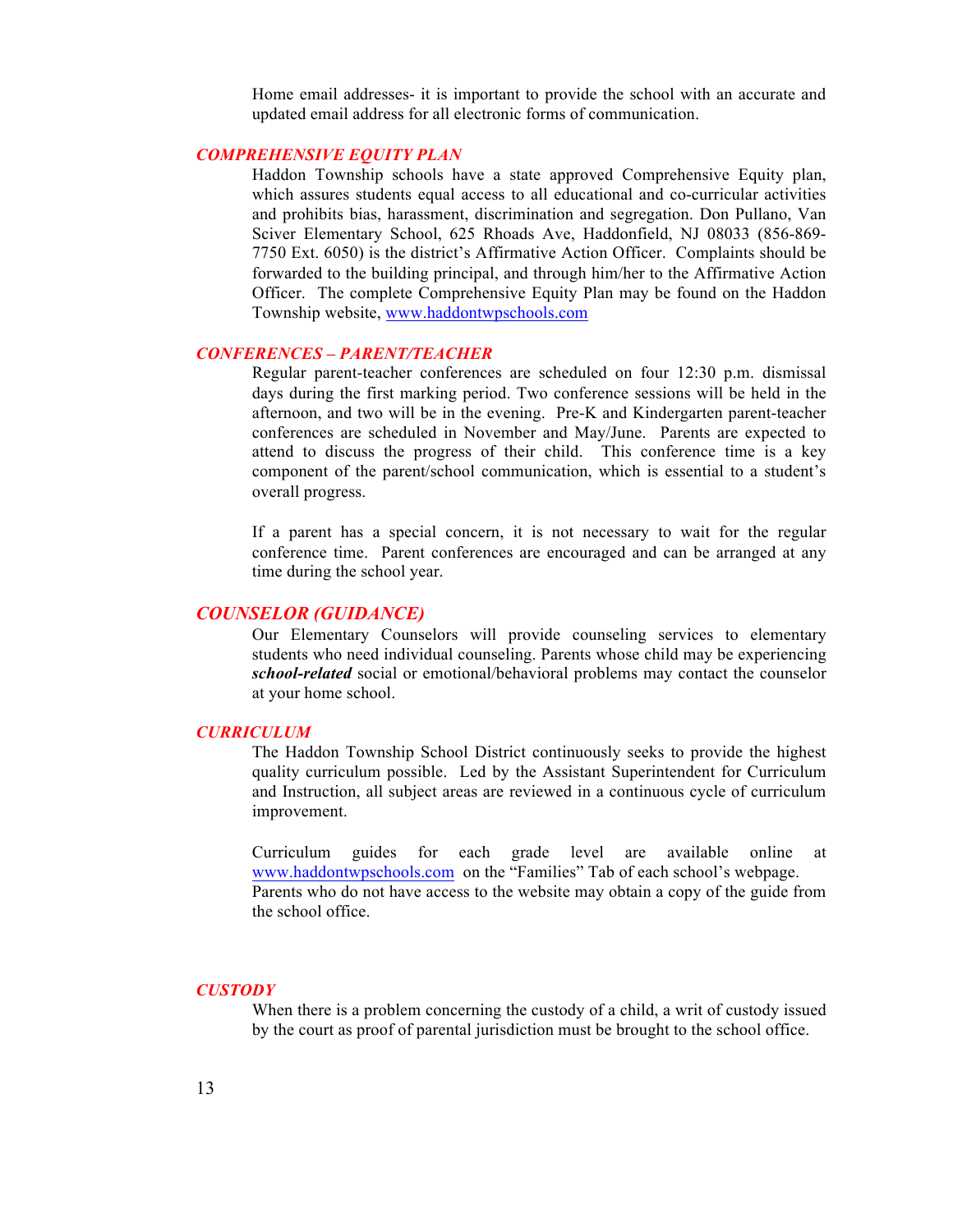Home email addresses- it is important to provide the school with an accurate and updated email address for all electronic forms of communication.

### *COMPREHENSIVE EQUITY PLAN*

Haddon Township schools have a state approved Comprehensive Equity plan, which assures students equal access to all educational and co-curricular activities and prohibits bias, harassment, discrimination and segregation. Don Pullano, Van Sciver Elementary School, 625 Rhoads Ave, Haddonfield, NJ 08033 (856-869-7750 Ext. 6050) is the district's Affirmative Action Officer. Complaints should be forwarded to the building principal, and through him/her to the Affirmative Action Officer. The complete Comprehensive Equity Plan may be found on the Haddon Township website, [www.haddontwpschools.com](http://www.haddontwpschools.com)

### *CONFERENCES – PARENT/TEACHER*

Regular parent-teacher conferences are scheduled on four 12:30 p.m. dismissal days during the first marking period. Two conference sessions will be held in the afternoon, and two will be in the evening. Pre-K and Kindergarten parent-teacher conferences are scheduled in November and May/June. Parents are expected to attend to discuss the progress of their child. This conference time is a key component of the parent/school communication, which is essential to a student's overall progress.

If a parent has a special concern, it is not necessary to wait for the regular conference time. Parent conferences are encouraged and can be arranged at any time during the school year.

### *COUNSELOR (GUIDANCE)*

Our Elementary Counselors will provide counseling services to elementary students who need individual counseling. Parents whose child may be experiencing ***school-related*** social or emotional/behavioral problems may contact the counselor at your home school.

### *CURRICULUM*

The Haddon Township School District continuously seeks to provide the highest quality curriculum possible. Led by the Assistant Superintendent for Curriculum and Instruction, all subject areas are reviewed in a continuous cycle of curriculum improvement.

Curriculum guides for each grade level are available online at [www.haddontwpschools.com](http://www.haddontwpschools.com) on the "Families" Tab of each school's webpage. Parents who do not have access to the website may obtain a copy of the guide from the school office.

### *CUSTODY*

When there is a problem concerning the custody of a child, a writ of custody issued by the court as proof of parental jurisdiction must be brought to the school office.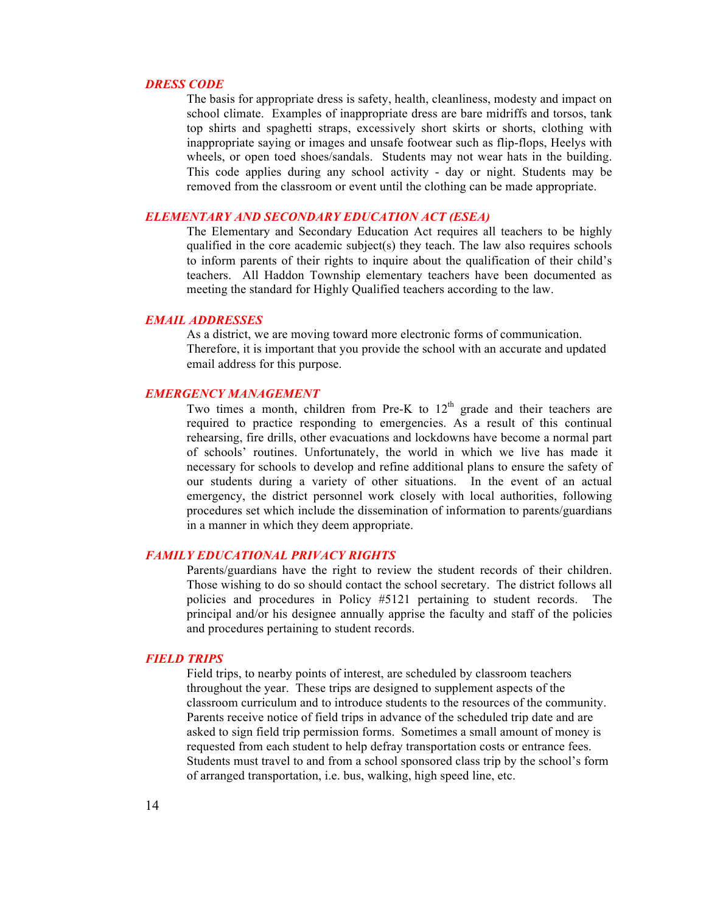## *DRESS CODE*

The basis for appropriate dress is safety, health, cleanliness, modesty and impact on school climate. Examples of inappropriate dress are bare midriffs and torsos, tank top shirts and spaghetti straps, excessively short skirts or shorts, clothing with inappropriate saying or images and unsafe footwear such as flip-flops, Heelys with wheels, or open toed shoes/sandals. Students may not wear hats in the building. This code applies during any school activity - day or night. Students may be removed from the classroom or event until the clothing can be made appropriate.

## *ELEMENTARY AND SECONDARY EDUCATION ACT (ESEA)*

The Elementary and Secondary Education Act requires all teachers to be highly qualified in the core academic subject(s) they teach. The law also requires schools to inform parents of their rights to inquire about the qualification of their child's teachers. All Haddon Township elementary teachers have been documented as meeting the standard for Highly Qualified teachers according to the law.

## *EMAIL ADDRESSES*

As a district, we are moving toward more electronic forms of communication. Therefore, it is important that you provide the school with an accurate and updated email address for this purpose.

## *EMERGENCY MANAGEMENT*

Two times a month, children from Pre-K to 12th grade and their teachers are required to practice responding to emergencies. As a result of this continual rehearsing, fire drills, other evacuations and lockdowns have become a normal part of schools' routines. Unfortunately, the world in which we live has made it necessary for schools to develop and refine additional plans to ensure the safety of our students during a variety of other situations. In the event of an actual emergency, the district personnel work closely with local authorities, following procedures set which include the dissemination of information to parents/guardians in a manner in which they deem appropriate.

## *FAMILY EDUCATIONAL PRIVACY RIGHTS*

Parents/guardians have the right to review the student records of their children. Those wishing to do so should contact the school secretary. The district follows all policies and procedures in Policy #5121 pertaining to student records. The principal and/or his designee annually apprise the faculty and staff of the policies and procedures pertaining to student records.

## *FIELD TRIPS*

Field trips, to nearby points of interest, are scheduled by classroom teachers throughout the year. These trips are designed to supplement aspects of the classroom curriculum and to introduce students to the resources of the community. Parents receive notice of field trips in advance of the scheduled trip date and are asked to sign field trip permission forms. Sometimes a small amount of money is requested from each student to help defray transportation costs or entrance fees. Students must travel to and from a school sponsored class trip by the school's form of arranged transportation, i.e. bus, walking, high speed line, etc.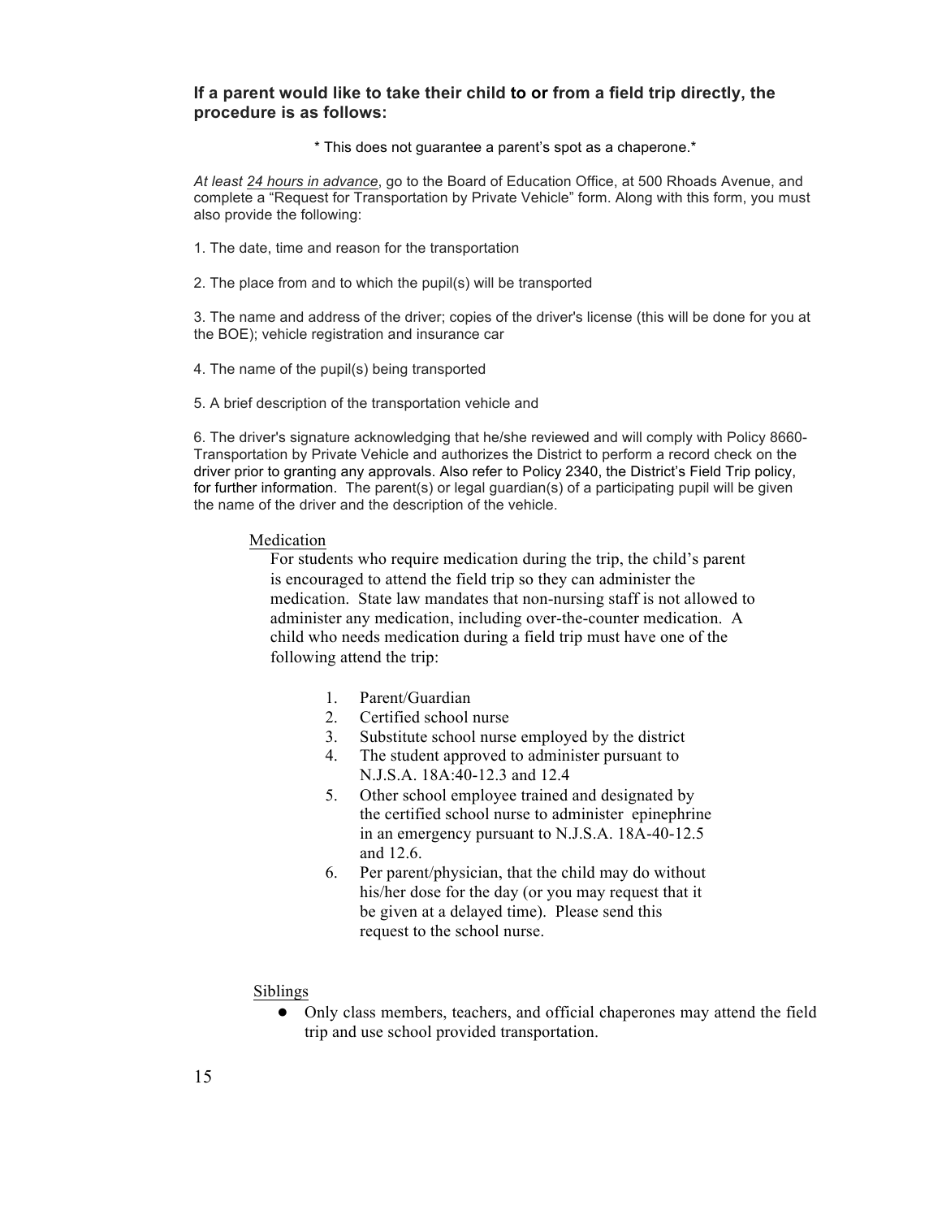**If a parent would like to take their child to or from a field trip directly, the procedure is as follows:**

\* This does not guarantee a parent's spot as a chaperone.\*

*At least 24 hours in advance*, go to the Board of Education Office, at 500 Rhoads Avenue, and complete a "Request for Transportation by Private Vehicle" form. Along with this form, you must also provide the following:

1. The date, time and reason for the transportation

2. The place from and to which the pupil(s) will be transported

3. The name and address of the driver; copies of the driver's license (this will be done for you at the BOE); vehicle registration and insurance car

4. The name of the pupil(s) being transported

5. A brief description of the transportation vehicle and

6. The driver's signature acknowledging that he/she reviewed and will comply with Policy 8660-Transportation by Private Vehicle and authorizes the District to perform a record check on the driver prior to granting any approvals. Also refer to Policy 2340, the District's Field Trip policy, for further information. The parent(s) or legal guardian(s) of a participating pupil will be given the name of the driver and the description of the vehicle.

Medication

For students who require medication during the trip, the child's parent is encouraged to attend the field trip so they can administer the medication. State law mandates that non-nursing staff is not allowed to administer any medication, including over-the-counter medication. A child who needs medication during a field trip must have one of the following attend the trip:

1. Parent/Guardian
2. Certified school nurse
3. Substitute school nurse employed by the district
4. The student approved to administer pursuant to N.J.S.A. 18A:40-12.3 and 12.4
5. Other school employee trained and designated by the certified school nurse to administer epinephrine in an emergency pursuant to N.J.S.A. 18A-40-12.5 and 12.6.
6. Per parent/physician, that the child may do without his/her dose for the day (or you may request that it be given at a delayed time). Please send this request to the school nurse.

Siblings

- Only class members, teachers, and official chaperones may attend the field trip and use school provided transportation.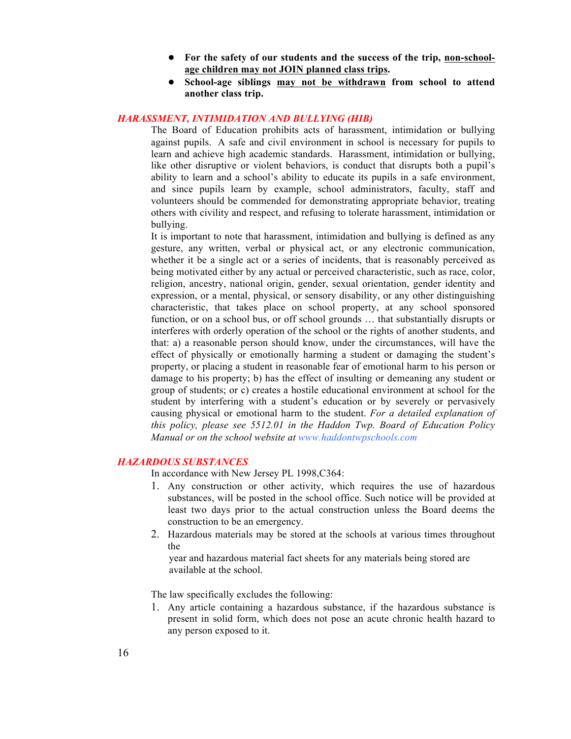- **For the safety of our students and the success of the trip, non-school-age children may not JOIN planned class trips.**
- **School-age siblings may not be withdrawn from school to attend another class trip.**

### *HARASSMENT, INTIMIDATION AND BULLYING (HIB)*

The Board of Education prohibits acts of harassment, intimidation or bullying against pupils. A safe and civil environment in school is necessary for pupils to learn and achieve high academic standards. Harassment, intimidation or bullying, like other disruptive or violent behaviors, is conduct that disrupts both a pupil's ability to learn and a school's ability to educate its pupils in a safe environment, and since pupils learn by example, school administrators, faculty, staff and volunteers should be commended for demonstrating appropriate behavior, treating others with civility and respect, and refusing to tolerate harassment, intimidation or bullying.

It is important to note that harassment, intimidation and bullying is defined as any gesture, any written, verbal or physical act, or any electronic communication, whether it be a single act or a series of incidents, that is reasonably perceived as being motivated either by any actual or perceived characteristic, such as race, color, religion, ancestry, national origin, gender, sexual orientation, gender identity and expression, or a mental, physical, or sensory disability, or any other distinguishing characteristic, that takes place on school property, at any school sponsored function, or on a school bus, or off school grounds … that substantially disrupts or interferes with orderly operation of the school or the rights of another students, and that: a) a reasonable person should know, under the circumstances, will have the effect of physically or emotionally harming a student or damaging the student's property, or placing a student in reasonable fear of emotional harm to his person or damage to his property; b) has the effect of insulting or demeaning any student or group of students; or c) creates a hostile educational environment at school for the student by interfering with a student's education or by severely or pervasively causing physical or emotional harm to the student. *For a detailed explanation of this policy, please see 5512.01 in the Haddon Twp. Board of Education Policy Manual or on the school website at www.haddontwpschools.com*

### *HAZARDOUS SUBSTANCES*

In accordance with New Jersey PL 1998,C364:

1. Any construction or other activity, which requires the use of hazardous substances, will be posted in the school office. Such notice will be provided at least two days prior to the actual construction unless the Board deems the construction to be an emergency.
2. Hazardous materials may be stored at the schools at various times throughout the year and hazardous material fact sheets for any materials being stored are available at the school.

The law specifically excludes the following:

1. Any article containing a hazardous substance, if the hazardous substance is present in solid form, which does not pose an acute chronic health hazard to any person exposed to it.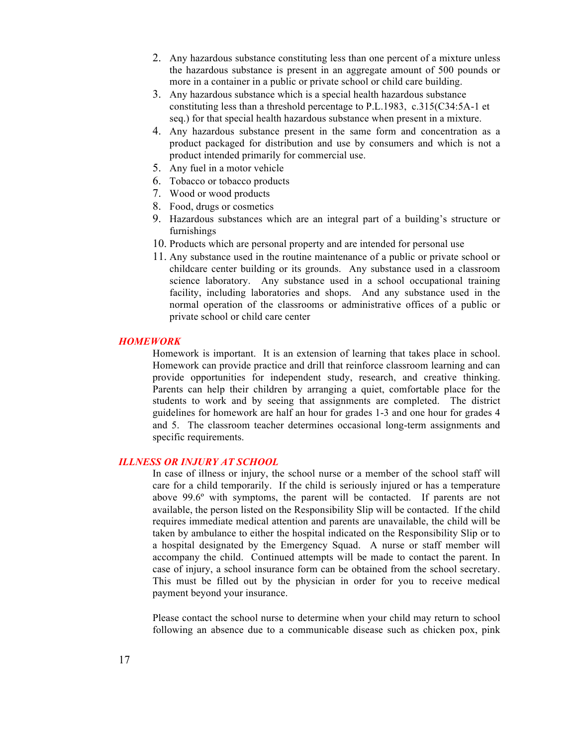2. Any hazardous substance constituting less than one percent of a mixture unless the hazardous substance is present in an aggregate amount of 500 pounds or more in a container in a public or private school or child care building.
3. Any hazardous substance which is a special health hazardous substance constituting less than a threshold percentage to P.L.1983, c.315(C34:5A-1 et seq.) for that special health hazardous substance when present in a mixture.
4. Any hazardous substance present in the same form and concentration as a product packaged for distribution and use by consumers and which is not a product intended primarily for commercial use.
5. Any fuel in a motor vehicle
6. Tobacco or tobacco products
7. Wood or wood products
8. Food, drugs or cosmetics
9. Hazardous substances which are an integral part of a building's structure or furnishings
10. Products which are personal property and are intended for personal use
11. Any substance used in the routine maintenance of a public or private school or childcare center building or its grounds. Any substance used in a classroom science laboratory. Any substance used in a school occupational training facility, including laboratories and shops. And any substance used in the normal operation of the classrooms or administrative offices of a public or private school or child care center

### *HOMEWORK*

Homework is important. It is an extension of learning that takes place in school. Homework can provide practice and drill that reinforce classroom learning and can provide opportunities for independent study, research, and creative thinking. Parents can help their children by arranging a quiet, comfortable place for the students to work and by seeing that assignments are completed. The district guidelines for homework are half an hour for grades 1-3 and one hour for grades 4 and 5. The classroom teacher determines occasional long-term assignments and specific requirements.

### *ILLNESS OR INJURY AT SCHOOL*

In case of illness or injury, the school nurse or a member of the school staff will care for a child temporarily. If the child is seriously injured or has a temperature above 99.6º with symptoms, the parent will be contacted. If parents are not available, the person listed on the Responsibility Slip will be contacted. If the child requires immediate medical attention and parents are unavailable, the child will be taken by ambulance to either the hospital indicated on the Responsibility Slip or to a hospital designated by the Emergency Squad. A nurse or staff member will accompany the child. Continued attempts will be made to contact the parent. In case of injury, a school insurance form can be obtained from the school secretary. This must be filled out by the physician in order for you to receive medical payment beyond your insurance.

Please contact the school nurse to determine when your child may return to school following an absence due to a communicable disease such as chicken pox, pink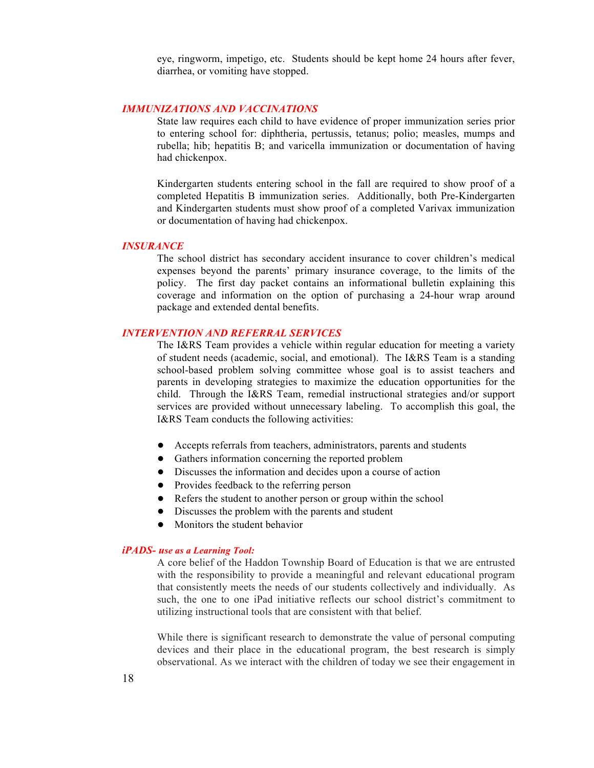eye, ringworm, impetigo, etc. Students should be kept home 24 hours after fever, diarrhea, or vomiting have stopped.

### *IMMUNIZATIONS AND VACCINATIONS*

State law requires each child to have evidence of proper immunization series prior to entering school for: diphtheria, pertussis, tetanus; polio; measles, mumps and rubella; hib; hepatitis B; and varicella immunization or documentation of having had chickenpox.

Kindergarten students entering school in the fall are required to show proof of a completed Hepatitis B immunization series. Additionally, both Pre-Kindergarten and Kindergarten students must show proof of a completed Varivax immunization or documentation of having had chickenpox.

### *INSURANCE*

The school district has secondary accident insurance to cover children's medical expenses beyond the parents' primary insurance coverage, to the limits of the policy. The first day packet contains an informational bulletin explaining this coverage and information on the option of purchasing a 24-hour wrap around package and extended dental benefits.

### *INTERVENTION AND REFERRAL SERVICES*

The I&RS Team provides a vehicle within regular education for meeting a variety of student needs (academic, social, and emotional). The I&RS Team is a standing school-based problem solving committee whose goal is to assist teachers and parents in developing strategies to maximize the education opportunities for the child. Through the I&RS Team, remedial instructional strategies and/or support services are provided without unnecessary labeling. To accomplish this goal, the I&RS Team conducts the following activities:

- Accepts referrals from teachers, administrators, parents and students
- Gathers information concerning the reported problem
- Discusses the information and decides upon a course of action
- Provides feedback to the referring person
- Refers the student to another person or group within the school
- Discusses the problem with the parents and student
- Monitors the student behavior

### *iPADS- use as a Learning Tool:*

A core belief of the Haddon Township Board of Education is that we are entrusted with the responsibility to provide a meaningful and relevant educational program that consistently meets the needs of our students collectively and individually. As such, the one to one iPad initiative reflects our school district's commitment to utilizing instructional tools that are consistent with that belief.

While there is significant research to demonstrate the value of personal computing devices and their place in the educational program, the best research is simply observational. As we interact with the children of today we see their engagement in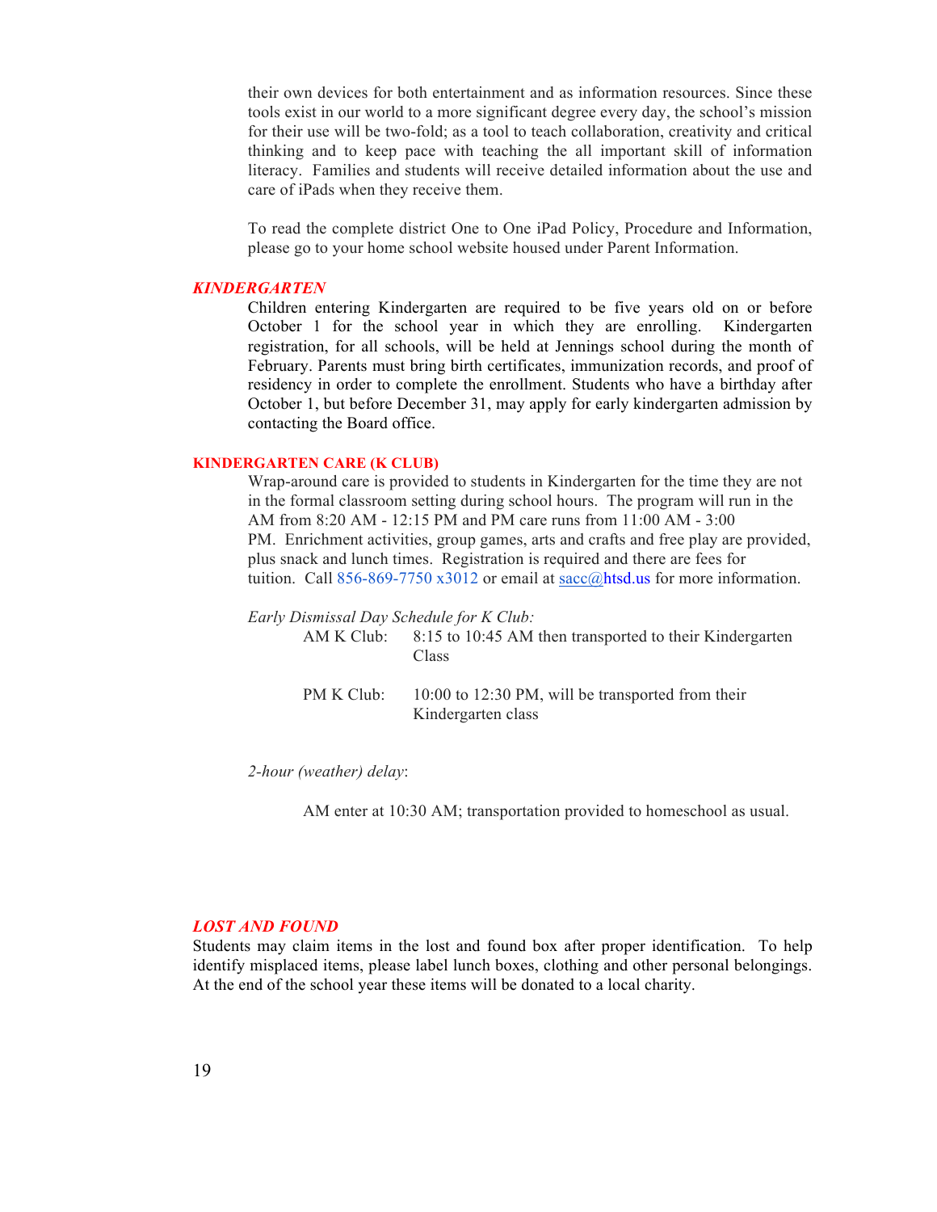their own devices for both entertainment and as information resources. Since these tools exist in our world to a more significant degree every day, the school's mission for their use will be two-fold; as a tool to teach collaboration, creativity and critical thinking and to keep pace with teaching the all important skill of information literacy. Families and students will receive detailed information about the use and care of iPads when they receive them.

To read the complete district One to One iPad Policy, Procedure and Information, please go to your home school website housed under Parent Information.

## *KINDERGARTEN*

Children entering Kindergarten are required to be five years old on or before October 1 for the school year in which they are enrolling. Kindergarten registration, for all schools, will be held at Jennings school during the month of February. Parents must bring birth certificates, immunization records, and proof of residency in order to complete the enrollment. Students who have a birthday after October 1, but before December 31, may apply for early kindergarten admission by contacting the Board office.

## KINDERGARTEN CARE (K CLUB)

Wrap-around care is provided to students in Kindergarten for the time they are not in the formal classroom setting during school hours. The program will run in the AM from 8:20 AM - 12:15 PM and PM care runs from 11:00 AM - 3:00 PM. Enrichment activities, group games, arts and crafts and free play are provided, plus snack and lunch times. Registration is required and there are fees for tuition. Call 856-869-7750 x3012 or email at sacc@htsd.us for more information.

*Early Dismissal Day Schedule for K Club:*

AM K Club: 8:15 to 10:45 AM then transported to their Kindergarten Class

PM K Club: 10:00 to 12:30 PM, will be transported from their Kindergarten class

*2-hour (weather) delay*:

AM enter at 10:30 AM; transportation provided to homeschool as usual.

## *LOST AND FOUND*

Students may claim items in the lost and found box after proper identification. To help identify misplaced items, please label lunch boxes, clothing and other personal belongings. At the end of the school year these items will be donated to a local charity.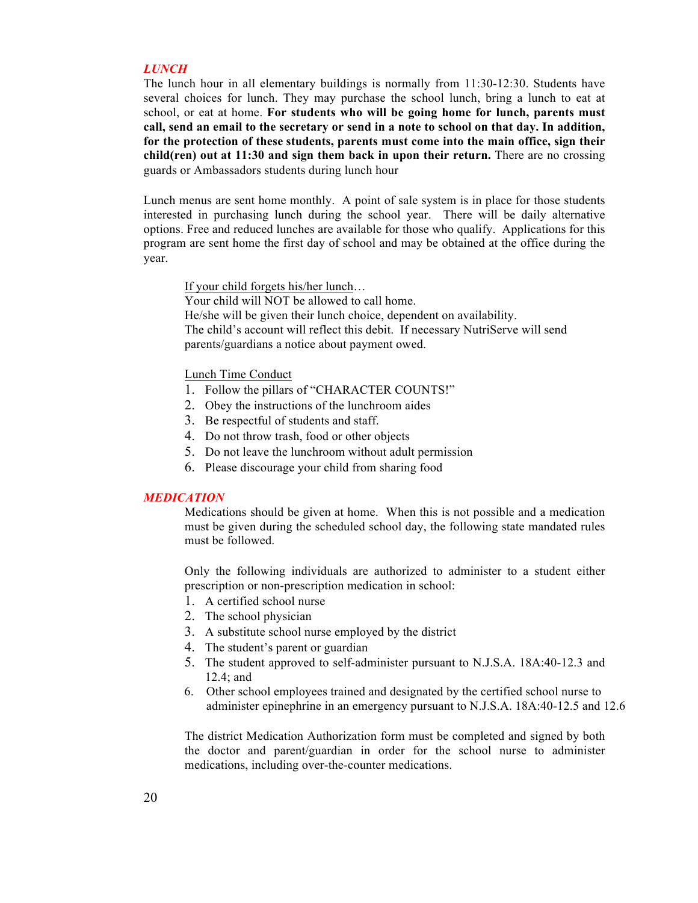## *LUNCH*

The lunch hour in all elementary buildings is normally from 11:30-12:30. Students have several choices for lunch. They may purchase the school lunch, bring a lunch to eat at school, or eat at home. **For students who will be going home for lunch, parents must call, send an email to the secretary or send in a note to school on that day. In addition, for the protection of these students, parents must come into the main office, sign their child(ren) out at 11:30 and sign them back in upon their return.** There are no crossing guards or Ambassadors students during lunch hour

Lunch menus are sent home monthly. A point of sale system is in place for those students interested in purchasing lunch during the school year. There will be daily alternative options. Free and reduced lunches are available for those who qualify. Applications for this program are sent home the first day of school and may be obtained at the office during the year.

<u>If your child forgets his/her lunch</u>…
Your child will NOT be allowed to call home.
He/she will be given their lunch choice, dependent on availability.
The child's account will reflect this debit. If necessary NutriServe will send parents/guardians a notice about payment owed.

<u>Lunch Time Conduct</u>

1. Follow the pillars of "CHARACTER COUNTS!"
2. Obey the instructions of the lunchroom aides
3. Be respectful of students and staff.
4. Do not throw trash, food or other objects
5. Do not leave the lunchroom without adult permission
6. Please discourage your child from sharing food

## *MEDICATION*

Medications should be given at home. When this is not possible and a medication must be given during the scheduled school day, the following state mandated rules must be followed.

Only the following individuals are authorized to administer to a student either prescription or non-prescription medication in school:

1. A certified school nurse
2. The school physician
3. A substitute school nurse employed by the district
4. The student's parent or guardian
5. The student approved to self-administer pursuant to N.J.S.A. 18A:40-12.3 and 12.4; and
6. Other school employees trained and designated by the certified school nurse to administer epinephrine in an emergency pursuant to N.J.S.A. 18A:40-12.5 and 12.6

The district Medication Authorization form must be completed and signed by both the doctor and parent/guardian in order for the school nurse to administer medications, including over-the-counter medications.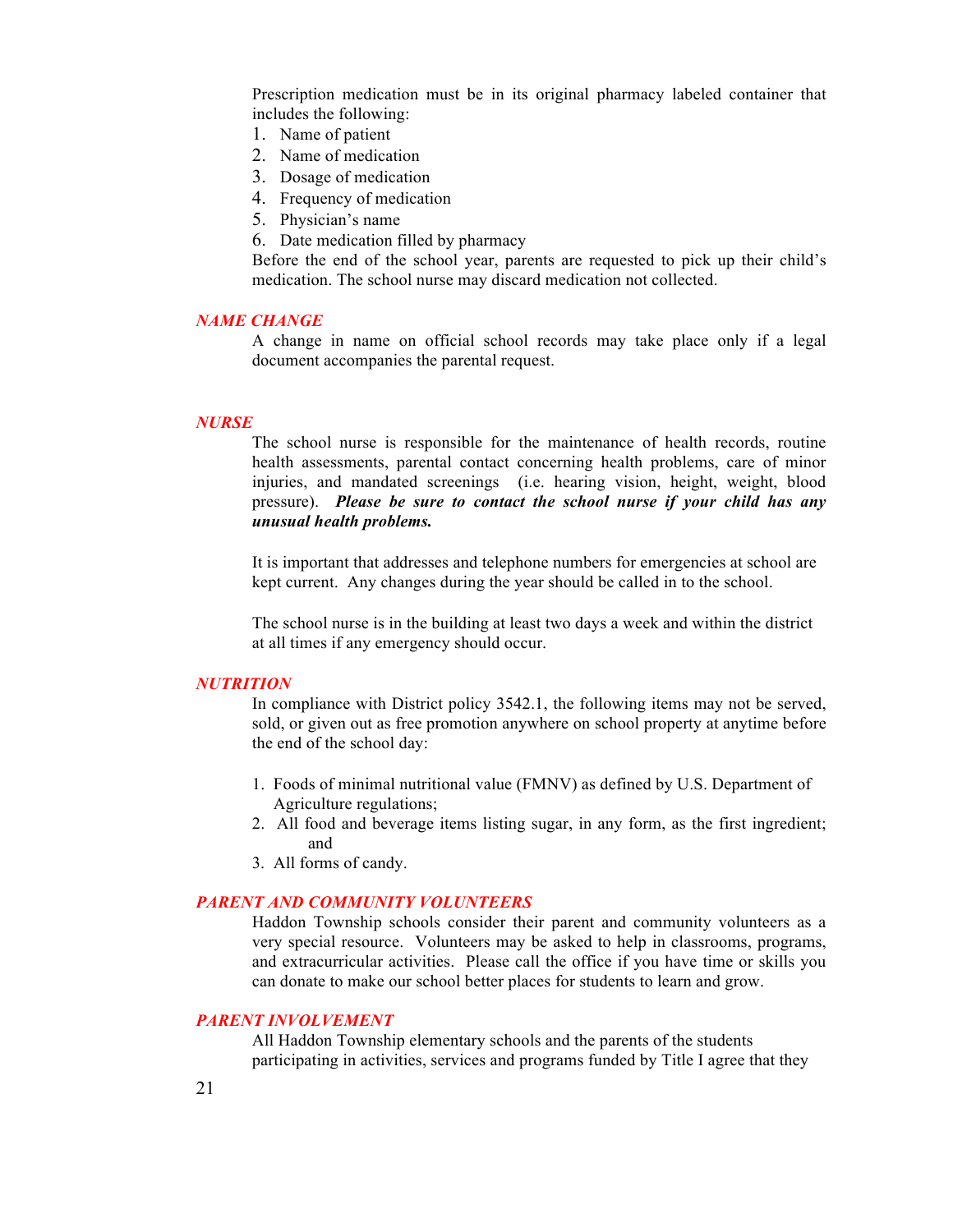Prescription medication must be in its original pharmacy labeled container that includes the following:

1. Name of patient
2. Name of medication
3. Dosage of medication
4. Frequency of medication
5. Physician's name
6. Date medication filled by pharmacy

Before the end of the school year, parents are requested to pick up their child's medication. The school nurse may discard medication not collected.

### *NAME CHANGE*

A change in name on official school records may take place only if a legal document accompanies the parental request.

### *NURSE*

The school nurse is responsible for the maintenance of health records, routine health assessments, parental contact concerning health problems, care of minor injuries, and mandated screenings (i.e. hearing vision, height, weight, blood pressure). ***Please be sure to contact the school nurse if your child has any unusual health problems.***

It is important that addresses and telephone numbers for emergencies at school are kept current. Any changes during the year should be called in to the school.

The school nurse is in the building at least two days a week and within the district at all times if any emergency should occur.

### *NUTRITION*

In compliance with District policy 3542.1, the following items may not be served, sold, or given out as free promotion anywhere on school property at anytime before the end of the school day:

1. Foods of minimal nutritional value (FMNV) as defined by U.S. Department of Agriculture regulations;
2. All food and beverage items listing sugar, in any form, as the first ingredient; and
3. All forms of candy.

### *PARENT AND COMMUNITY VOLUNTEERS*

Haddon Township schools consider their parent and community volunteers as a very special resource. Volunteers may be asked to help in classrooms, programs, and extracurricular activities. Please call the office if you have time or skills you can donate to make our school better places for students to learn and grow.

### *PARENT INVOLVEMENT*

All Haddon Township elementary schools and the parents of the students participating in activities, services and programs funded by Title I agree that they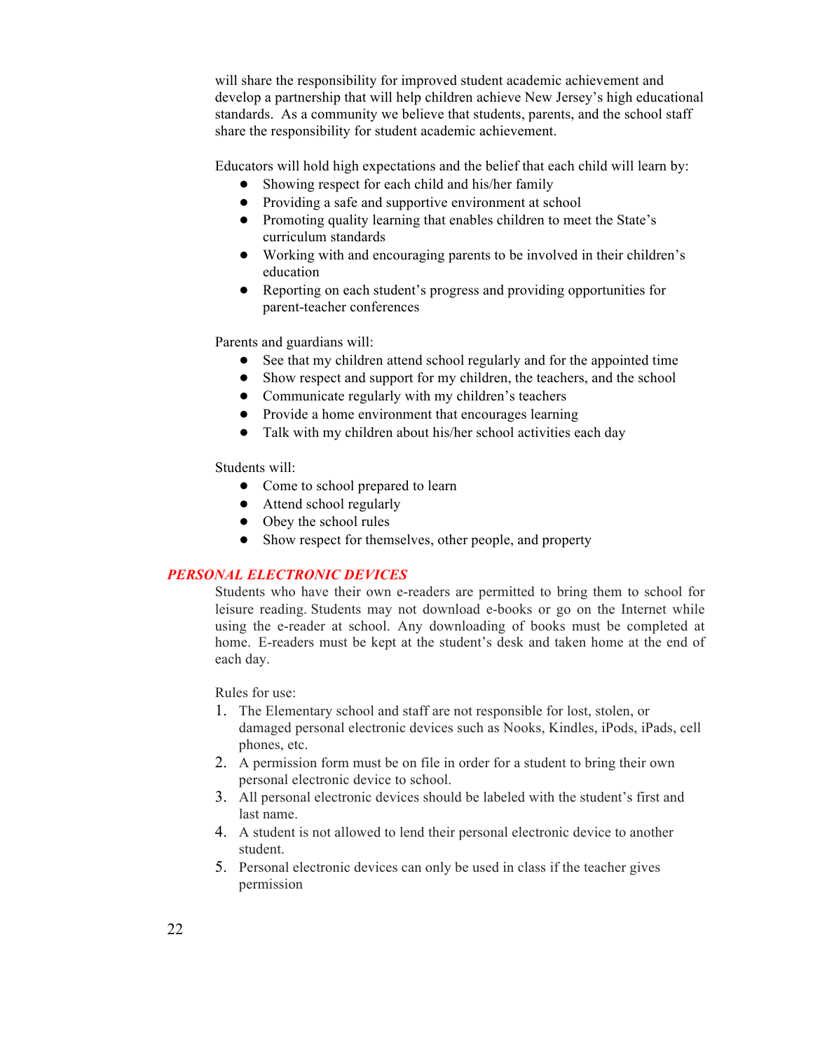will share the responsibility for improved student academic achievement and develop a partnership that will help children achieve New Jersey's high educational standards. As a community we believe that students, parents, and the school staff share the responsibility for student academic achievement.

Educators will hold high expectations and the belief that each child will learn by:

- Showing respect for each child and his/her family
- Providing a safe and supportive environment at school
- Promoting quality learning that enables children to meet the State's curriculum standards
- Working with and encouraging parents to be involved in their children's education
- Reporting on each student's progress and providing opportunities for parent-teacher conferences

Parents and guardians will:

- See that my children attend school regularly and for the appointed time
- Show respect and support for my children, the teachers, and the school
- Communicate regularly with my children's teachers
- Provide a home environment that encourages learning
- Talk with my children about his/her school activities each day

Students will:

- Come to school prepared to learn
- Attend school regularly
- Obey the school rules
- Show respect for themselves, other people, and property

## *PERSONAL ELECTRONIC DEVICES*

Students who have their own e-readers are permitted to bring them to school for leisure reading. Students may not download e-books or go on the Internet while using the e-reader at school. Any downloading of books must be completed at home. E-readers must be kept at the student's desk and taken home at the end of each day.

Rules for use:

1. The Elementary school and staff are not responsible for lost, stolen, or damaged personal electronic devices such as Nooks, Kindles, iPods, iPads, cell phones, etc.
2. A permission form must be on file in order for a student to bring their own personal electronic device to school.
3. All personal electronic devices should be labeled with the student's first and last name.
4. A student is not allowed to lend their personal electronic device to another student.
5. Personal electronic devices can only be used in class if the teacher gives permission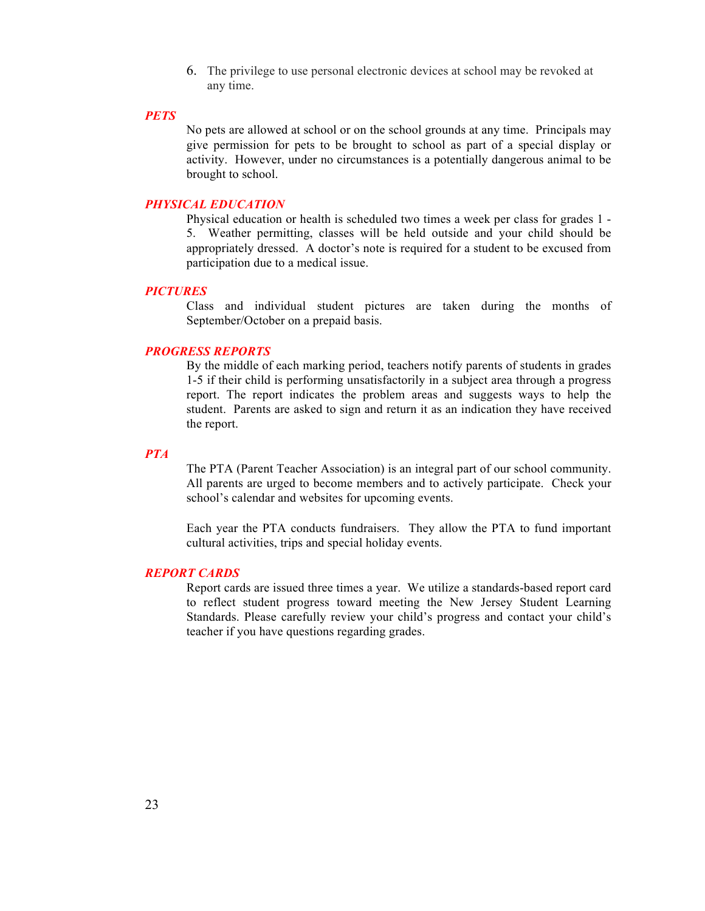6. The privilege to use personal electronic devices at school may be revoked at any time.

### *PETS*

No pets are allowed at school or on the school grounds at any time. Principals may give permission for pets to be brought to school as part of a special display or activity. However, under no circumstances is a potentially dangerous animal to be brought to school.

### *PHYSICAL EDUCATION*

Physical education or health is scheduled two times a week per class for grades 1 - 5. Weather permitting, classes will be held outside and your child should be appropriately dressed. A doctor's note is required for a student to be excused from participation due to a medical issue.

### *PICTURES*

Class and individual student pictures are taken during the months of September/October on a prepaid basis.

### *PROGRESS REPORTS*

By the middle of each marking period, teachers notify parents of students in grades 1-5 if their child is performing unsatisfactorily in a subject area through a progress report. The report indicates the problem areas and suggests ways to help the student. Parents are asked to sign and return it as an indication they have received the report.

### *PTA*

The PTA (Parent Teacher Association) is an integral part of our school community. All parents are urged to become members and to actively participate. Check your school's calendar and websites for upcoming events.

Each year the PTA conducts fundraisers. They allow the PTA to fund important cultural activities, trips and special holiday events.

### *REPORT CARDS*

Report cards are issued three times a year. We utilize a standards-based report card to reflect student progress toward meeting the New Jersey Student Learning Standards. Please carefully review your child's progress and contact your child's teacher if you have questions regarding grades.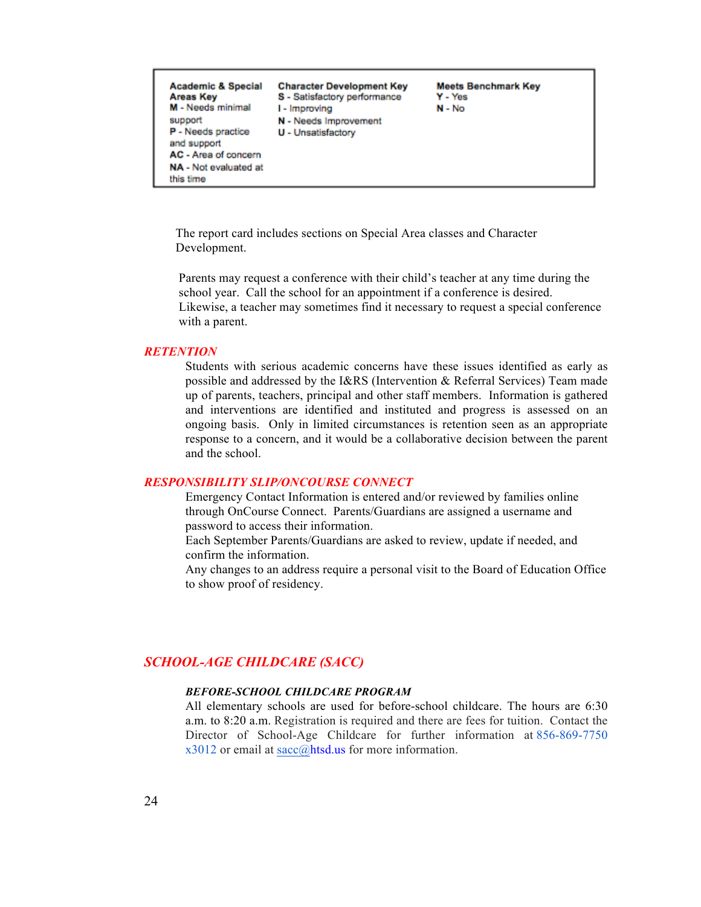| Academic & Special Areas Key | Character Development Key | Meets Benchmark Key |
|---|---|---|
| **M** - Needs minimal support<br>**P** - Needs practice and support<br>**AC** - Area of concern<br>**NA** - Not evaluated at this time | **S** - Satisfactory performance<br>**I** - Improving<br>**N** - Needs Improvement<br>**U** - Unsatisfactory | **Y** - Yes<br>**N** - No |

The report card includes sections on Special Area classes and Character Development.

Parents may request a conference with their child's teacher at any time during the school year. Call the school for an appointment if a conference is desired. Likewise, a teacher may sometimes find it necessary to request a special conference with a parent.

## *RETENTION*

Students with serious academic concerns have these issues identified as early as possible and addressed by the I&RS (Intervention & Referral Services) Team made up of parents, teachers, principal and other staff members. Information is gathered and interventions are identified and instituted and progress is assessed on an ongoing basis. Only in limited circumstances is retention seen as an appropriate response to a concern, and it would be a collaborative decision between the parent and the school.

## *RESPONSIBILITY SLIP/ONCOURSE CONNECT*

Emergency Contact Information is entered and/or reviewed by families online through OnCourse Connect. Parents/Guardians are assigned a username and password to access their information.

Each September Parents/Guardians are asked to review, update if needed, and confirm the information.

Any changes to an address require a personal visit to the Board of Education Office to show proof of residency.

## *SCHOOL-AGE CHILDCARE (SACC)*

### *BEFORE-SCHOOL CHILDCARE PROGRAM*

All elementary schools are used for before-school childcare. The hours are 6:30 a.m. to 8:20 a.m. Registration is required and there are fees for tuition. Contact the Director of School-Age Childcare for further information at 856-869-7750 x3012 or email at sacc@htsd.us for more information.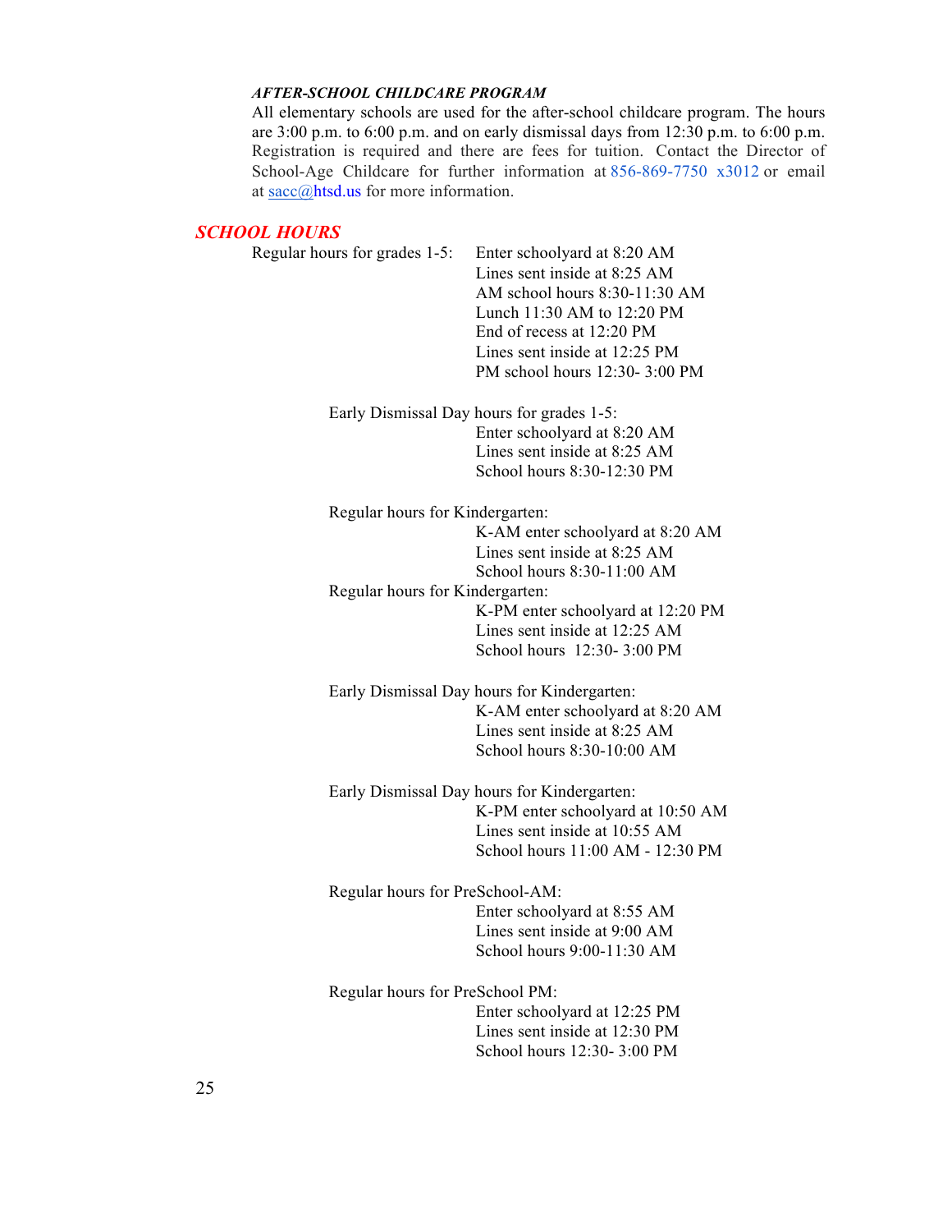***AFTER-SCHOOL CHILDCARE PROGRAM***

All elementary schools are used for the after-school childcare program. The hours are 3:00 p.m. to 6:00 p.m. and on early dismissal days from 12:30 p.m. to 6:00 p.m. Registration is required and there are fees for tuition. Contact the Director of School-Age Childcare for further information at 856-869-7750 x3012 or email at sacc@htsd.us for more information.

## *SCHOOL HOURS*

Regular hours for grades 1-5:

- Enter schoolyard at 8:20 AM
- Lines sent inside at 8:25 AM
- AM school hours 8:30-11:30 AM
- Lunch 11:30 AM to 12:20 PM
- End of recess at 12:20 PM
- Lines sent inside at 12:25 PM
- PM school hours 12:30- 3:00 PM

Early Dismissal Day hours for grades 1-5:

- Enter schoolyard at 8:20 AM
- Lines sent inside at 8:25 AM
- School hours 8:30-12:30 PM

Regular hours for Kindergarten:

- K-AM enter schoolyard at 8:20 AM
- Lines sent inside at 8:25 AM
- School hours 8:30-11:00 AM

Regular hours for Kindergarten:

- K-PM enter schoolyard at 12:20 PM
- Lines sent inside at 12:25 AM
- School hours 12:30- 3:00 PM

Early Dismissal Day hours for Kindergarten:

- K-AM enter schoolyard at 8:20 AM
- Lines sent inside at 8:25 AM
- School hours 8:30-10:00 AM

Early Dismissal Day hours for Kindergarten:

- K-PM enter schoolyard at 10:50 AM
- Lines sent inside at 10:55 AM
- School hours 11:00 AM - 12:30 PM

Regular hours for PreSchool-AM:

- Enter schoolyard at 8:55 AM
- Lines sent inside at 9:00 AM
- School hours 9:00-11:30 AM

Regular hours for PreSchool PM:

- Enter schoolyard at 12:25 PM
- Lines sent inside at 12:30 PM
- School hours 12:30- 3:00 PM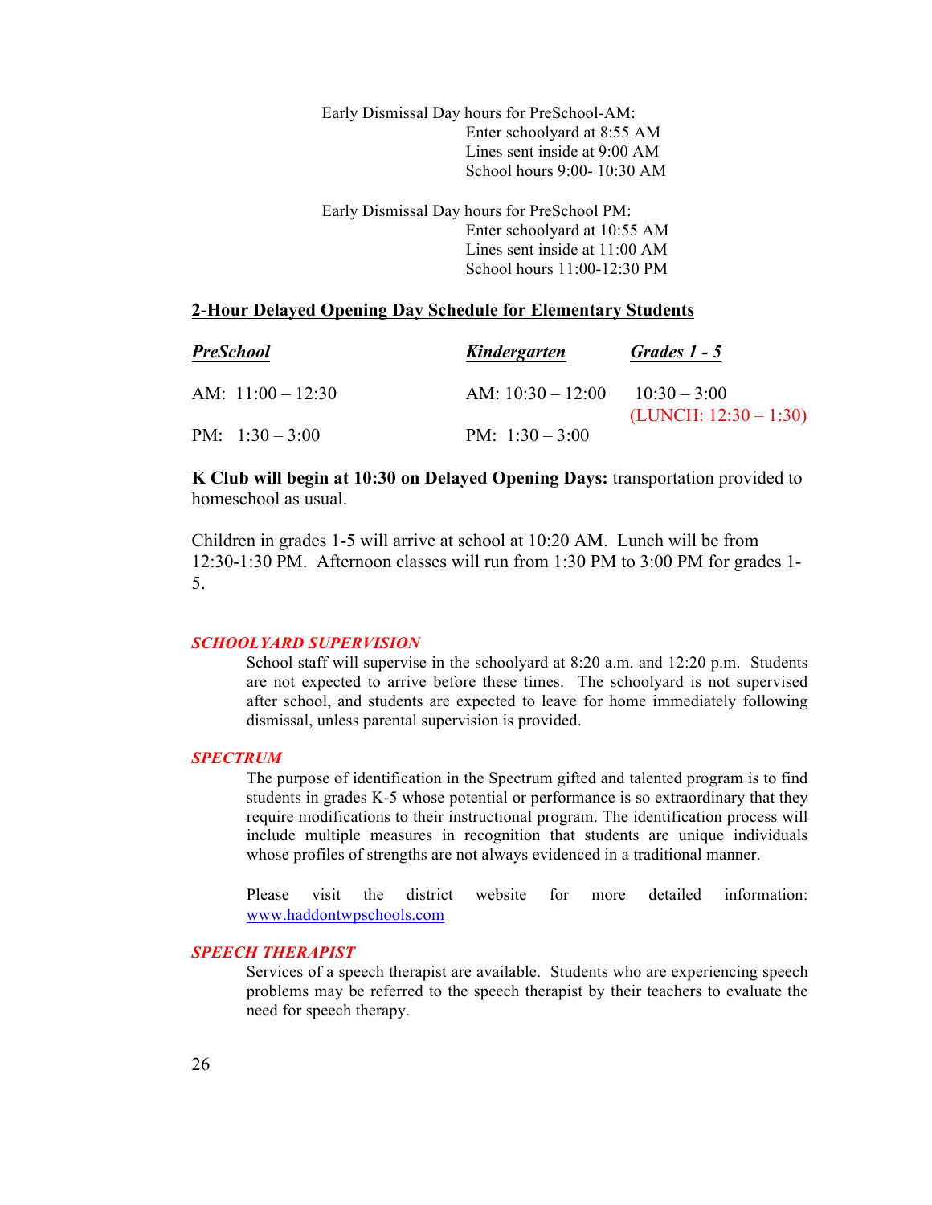Early Dismissal Day hours for PreSchool-AM:
Enter schoolyard at 8:55 AM
Lines sent inside at 9:00 AM
School hours 9:00- 10:30 AM

Early Dismissal Day hours for PreSchool PM:
Enter schoolyard at 10:55 AM
Lines sent inside at 11:00 AM
School hours 11:00-12:30 PM

## 2-Hour Delayed Opening Day Schedule for Elementary Students

| ***PreSchool*** | ***Kindergarten*** | ***Grades 1 - 5*** |
|---|---|---|
| AM: 11:00 – 12:30 | AM: 10:30 – 12:00 | 10:30 – 3:00 (LUNCH: 12:30 – 1:30) |
| PM: 1:30 – 3:00 | PM: 1:30 – 3:00 | |

**K Club will begin at 10:30 on Delayed Opening Days:** transportation provided to homeschool as usual.

Children in grades 1-5 will arrive at school at 10:20 AM. Lunch will be from 12:30-1:30 PM. Afternoon classes will run from 1:30 PM to 3:00 PM for grades 1-5.

### *SCHOOLYARD SUPERVISION*

School staff will supervise in the schoolyard at 8:20 a.m. and 12:20 p.m. Students are not expected to arrive before these times. The schoolyard is not supervised after school, and students are expected to leave for home immediately following dismissal, unless parental supervision is provided.

### *SPECTRUM*

The purpose of identification in the Spectrum gifted and talented program is to find students in grades K-5 whose potential or performance is so extraordinary that they require modifications to their instructional program. The identification process will include multiple measures in recognition that students are unique individuals whose profiles of strengths are not always evidenced in a traditional manner.

Please visit the district website for more detailed information: www.haddontwpschools.com

### *SPEECH THERAPIST*

Services of a speech therapist are available. Students who are experiencing speech problems may be referred to the speech therapist by their teachers to evaluate the need for speech therapy.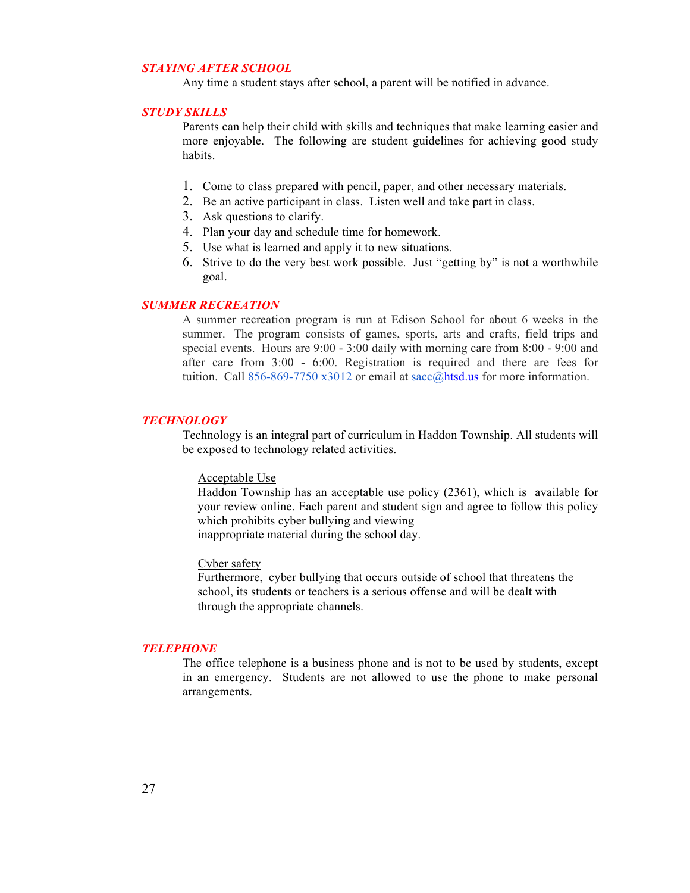## *STAYING AFTER SCHOOL*

Any time a student stays after school, a parent will be notified in advance.

## *STUDY SKILLS*

Parents can help their child with skills and techniques that make learning easier and more enjoyable. The following are student guidelines for achieving good study habits.

1. Come to class prepared with pencil, paper, and other necessary materials.
2. Be an active participant in class. Listen well and take part in class.
3. Ask questions to clarify.
4. Plan your day and schedule time for homework.
5. Use what is learned and apply it to new situations.
6. Strive to do the very best work possible. Just "getting by" is not a worthwhile goal.

## *SUMMER RECREATION*

A summer recreation program is run at Edison School for about 6 weeks in the summer. The program consists of games, sports, arts and crafts, field trips and special events. Hours are 9:00 - 3:00 daily with morning care from 8:00 - 9:00 and after care from 3:00 - 6:00. Registration is required and there are fees for tuition. Call 856-869-7750 x3012 or email at sacc@htsd.us for more information.

## *TECHNOLOGY*

Technology is an integral part of curriculum in Haddon Township. All students will be exposed to technology related activities.

Acceptable Use

Haddon Township has an acceptable use policy (2361), which is available for your review online. Each parent and student sign and agree to follow this policy which prohibits cyber bullying and viewing inappropriate material during the school day.

Cyber safety

Furthermore, cyber bullying that occurs outside of school that threatens the school, its students or teachers is a serious offense and will be dealt with through the appropriate channels.

## *TELEPHONE*

The office telephone is a business phone and is not to be used by students, except in an emergency. Students are not allowed to use the phone to make personal arrangements.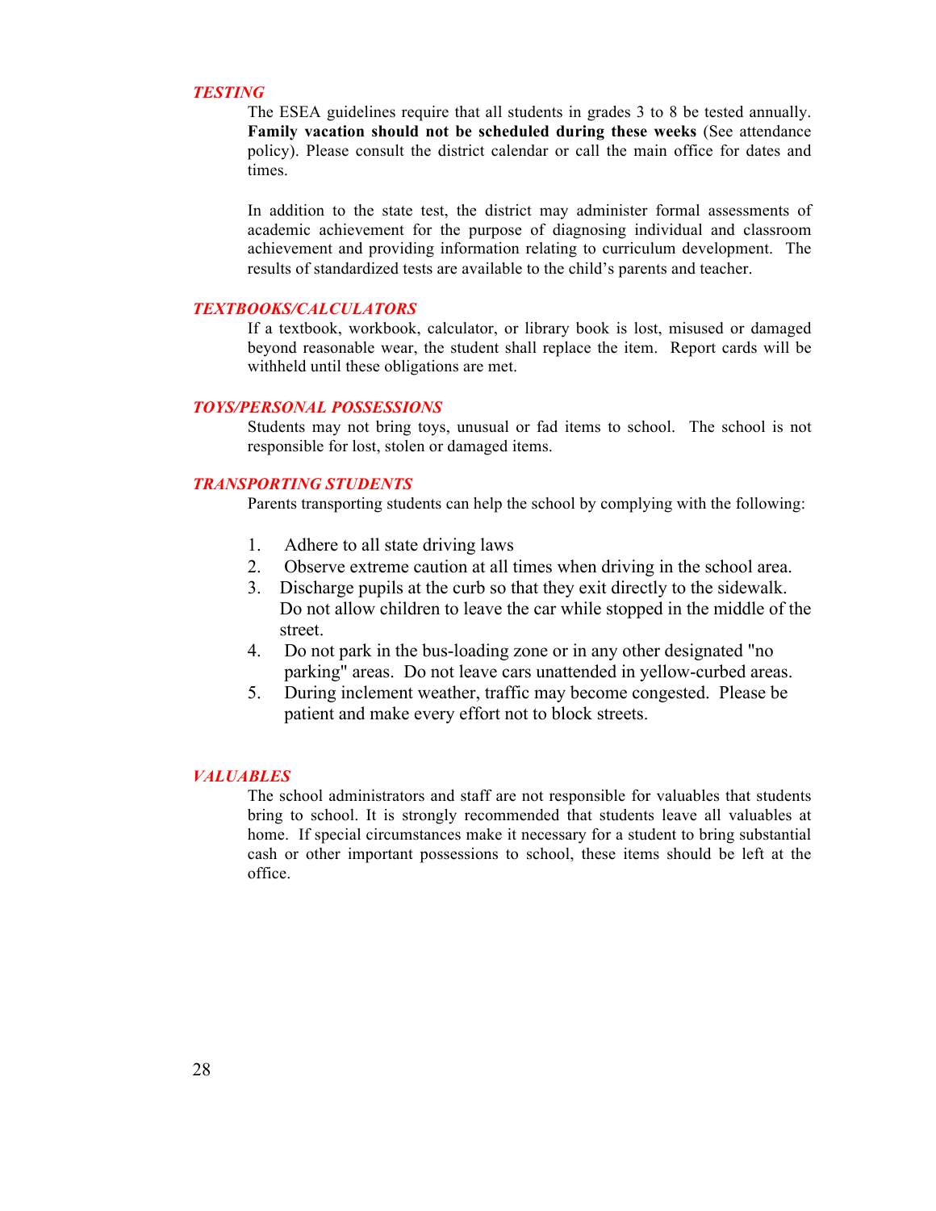### *TESTING*

The ESEA guidelines require that all students in grades 3 to 8 be tested annually. **Family vacation should not be scheduled during these weeks** (See attendance policy). Please consult the district calendar or call the main office for dates and times.

In addition to the state test, the district may administer formal assessments of academic achievement for the purpose of diagnosing individual and classroom achievement and providing information relating to curriculum development. The results of standardized tests are available to the child's parents and teacher.

### *TEXTBOOKS/CALCULATORS*

If a textbook, workbook, calculator, or library book is lost, misused or damaged beyond reasonable wear, the student shall replace the item. Report cards will be withheld until these obligations are met.

### *TOYS/PERSONAL POSSESSIONS*

Students may not bring toys, unusual or fad items to school. The school is not responsible for lost, stolen or damaged items.

### *TRANSPORTING STUDENTS*

Parents transporting students can help the school by complying with the following:

1. Adhere to all state driving laws
2. Observe extreme caution at all times when driving in the school area.
3. Discharge pupils at the curb so that they exit directly to the sidewalk. Do not allow children to leave the car while stopped in the middle of the street.
4. Do not park in the bus-loading zone or in any other designated "no parking" areas. Do not leave cars unattended in yellow-curbed areas.
5. During inclement weather, traffic may become congested. Please be patient and make every effort not to block streets.

### *VALUABLES*

The school administrators and staff are not responsible for valuables that students bring to school. It is strongly recommended that students leave all valuables at home. If special circumstances make it necessary for a student to bring substantial cash or other important possessions to school, these items should be left at the office.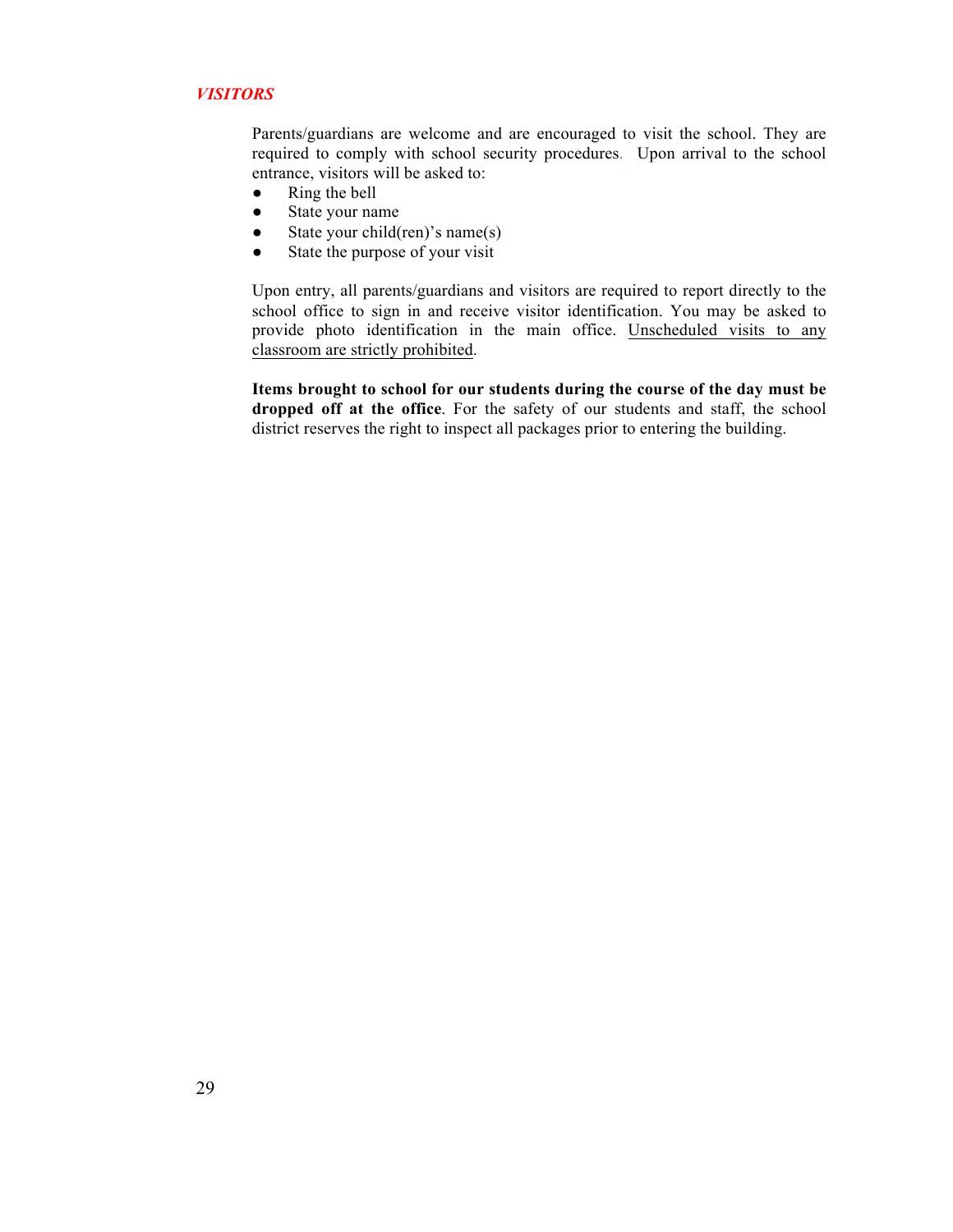## *VISITORS*

Parents/guardians are welcome and are encouraged to visit the school. They are required to comply with school security procedures. Upon arrival to the school entrance, visitors will be asked to:

- Ring the bell
- State your name
- State your child(ren)'s name(s)
- State the purpose of your visit

Upon entry, all parents/guardians and visitors are required to report directly to the school office to sign in and receive visitor identification. You may be asked to provide photo identification in the main office. <u>Unscheduled visits to any classroom are strictly prohibited</u>.

**Items brought to school for our students during the course of the day must be dropped off at the office**. For the safety of our students and staff, the school district reserves the right to inspect all packages prior to entering the building.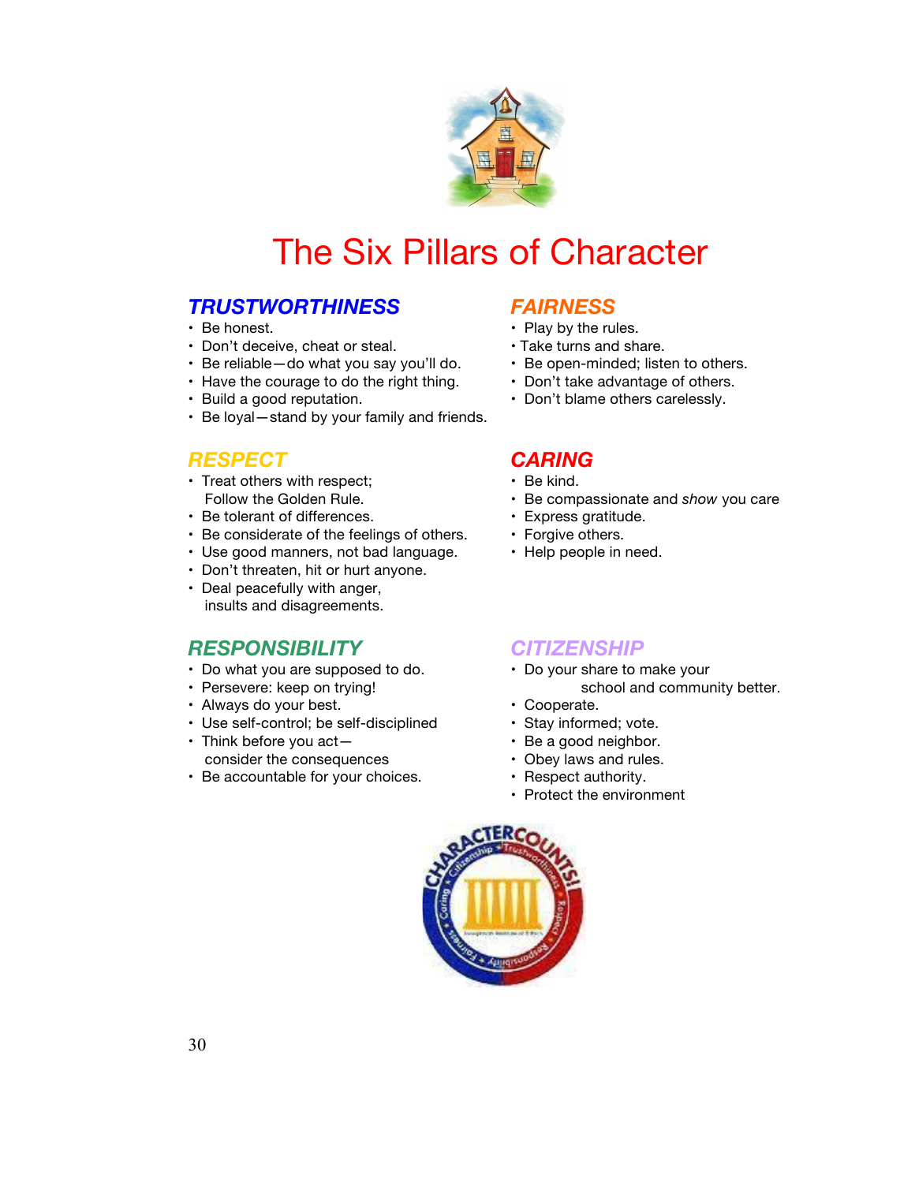# The Six Pillars of Character

## *TRUSTWORTHINESS*

- Be honest.
- Don't deceive, cheat or steal.
- Be reliable—do what you say you'll do.
- Have the courage to do the right thing.
- Build a good reputation.
- Be loyal—stand by your family and friends.

## *FAIRNESS*

- Play by the rules.
- Take turns and share.
- Be open-minded; listen to others.
- Don't take advantage of others.
- Don't blame others carelessly.

## *RESPECT*

- Treat others with respect; Follow the Golden Rule.
- Be tolerant of differences.
- Be considerate of the feelings of others.
- Use good manners, not bad language.
- Don't threaten, hit or hurt anyone.
- Deal peacefully with anger, insults and disagreements.

## *CARING*

- Be kind.
- Be compassionate and *show* you care
- Express gratitude.
- Forgive others.
- Help people in need.

## *RESPONSIBILITY*

- Do what you are supposed to do.
- Persevere: keep on trying!
- Always do your best.
- Use self-control; be self-disciplined
- Think before you act—consider the consequences
- Be accountable for your choices.

## *CITIZENSHIP*

- Do your share to make your school and community better.
- Cooperate.
- Stay informed; vote.
- Be a good neighbor.
- Obey laws and rules.
- Respect authority.
- Protect the environment